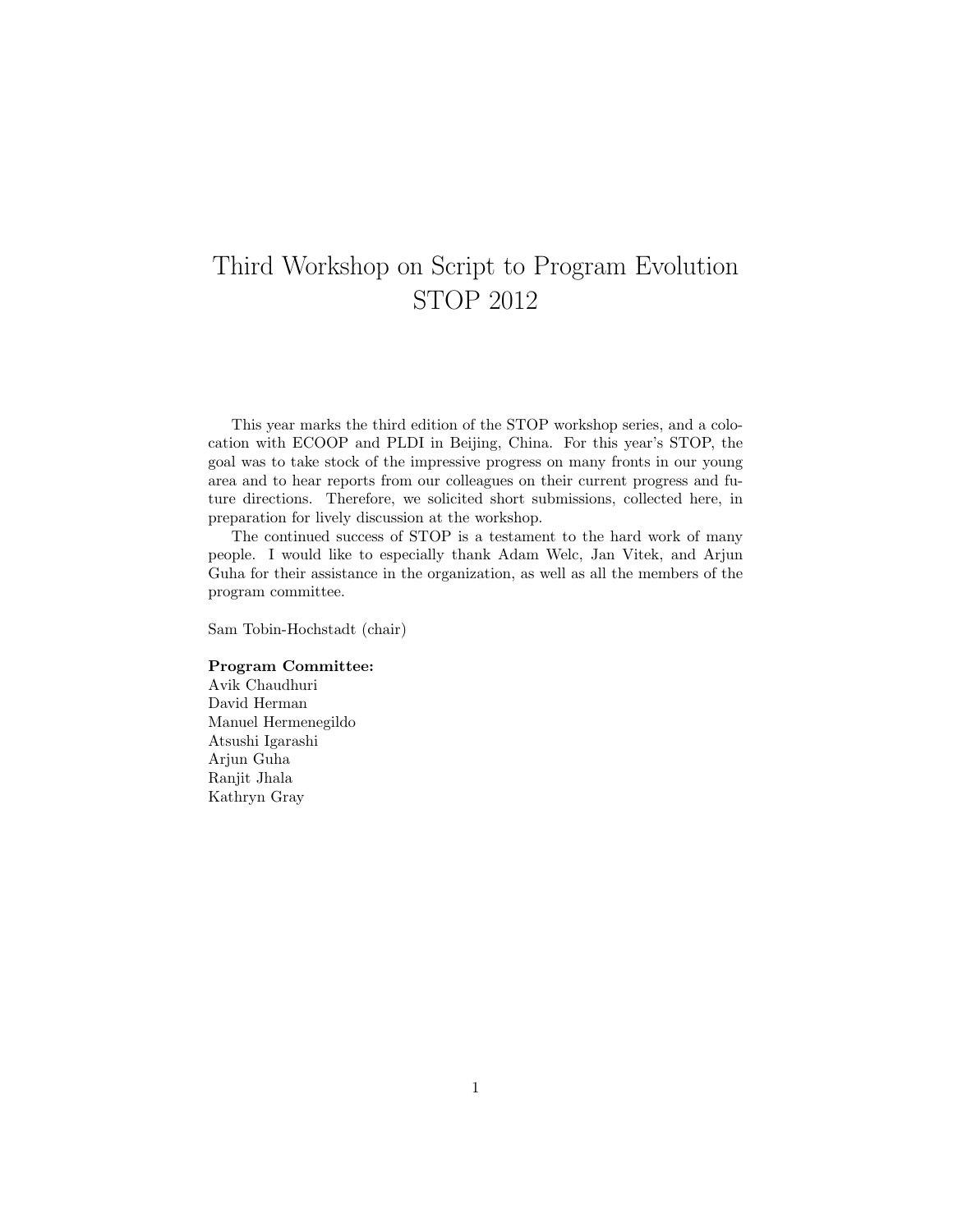# Third Workshop on Script to Program Evolution STOP 2012

This year marks the third edition of the STOP workshop series, and a colocation with ECOOP and PLDI in Beijing, China. For this year's STOP, the goal was to take stock of the impressive progress on many fronts in our young area and to hear reports from our colleagues on their current progress and future directions. Therefore, we solicited short submissions, collected here, in preparation for lively discussion at the workshop.

The continued success of STOP is a testament to the hard work of many people. I would like to especially thank Adam Welc, Jan Vitek, and Arjun Guha for their assistance in the organization, as well as all the members of the program committee.

Sam Tobin-Hochstadt (chair)

**Program Committee:**
Avik Chaudhuri
David Herman
Manuel Hermenegildo
Atsushi Igarashi
Arjun Guha
Ranjit Jhala
Kathryn Gray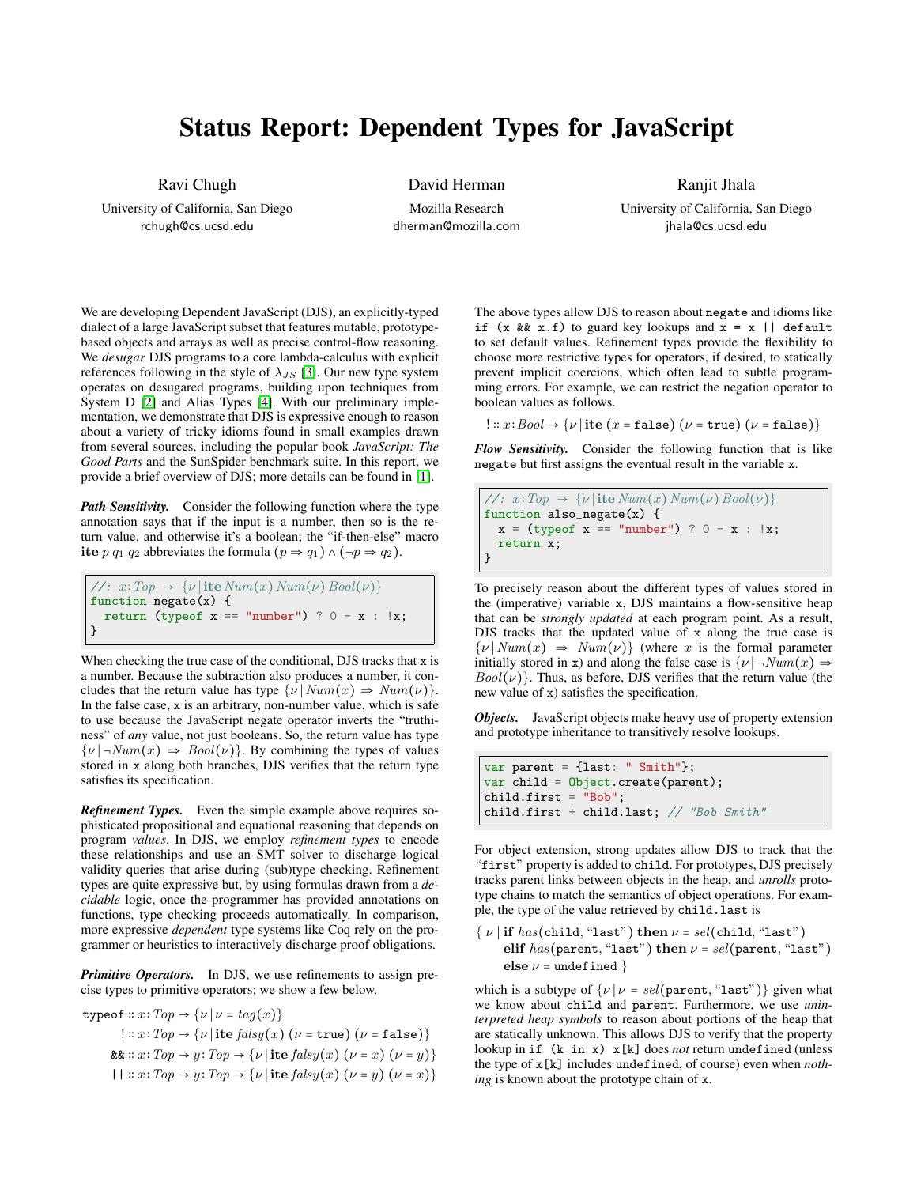# Status Report: Dependent Types for JavaScript

Ravi Chugh
University of California, San Diego
rchugh@cs.ucsd.edu

David Herman
Mozilla Research
dherman@mozilla.com

Ranjit Jhala
University of California, San Diego
jhala@cs.ucsd.edu

We are developing Dependent JavaScript (DJS), an explicitly-typed dialect of a large JavaScript subset that features mutable, prototype-based objects and arrays as well as precise control-flow reasoning. We *desugar* DJS programs to a core lambda-calculus with explicit references following in the style of $\lambda_{JS}$ [3]. Our new type system operates on desugared programs, building upon techniques from System D [2] and Alias Types [4]. With our preliminary implementation, we demonstrate that DJS is expressive enough to reason about a variety of tricky idioms found in small examples drawn from several sources, including the popular book *JavaScript: The Good Parts* and the SunSpider benchmark suite. In this report, we provide a brief overview of DJS; more details can be found in [1].

***Path Sensitivity.*** Consider the following function where the type annotation says that if the input is a number, then so is the return value, and otherwise it's a boolean; the "if-then-else" macro $\textbf{ite}\ p\ q_1\ q_2$ abbreviates the formula $(p \Rightarrow q_1) \wedge (\neg p \Rightarrow q_2)$.

```
//: x:Top → {ν | ite Num(x) Num(ν) Bool(ν)}
function negate(x) {
  return (typeof x == "number") ? 0 - x : !x;
}
```

When checking the true case of the conditional, DJS tracks that `x` is a number. Because the subtraction also produces a number, it concludes that the return value has type $\{\nu \,|\, Num(x) \Rightarrow Num(\nu)\}$. In the false case, `x` is an arbitrary, non-number value, which is safe to use because the JavaScript negate operator inverts the "truthiness" of *any* value, not just booleans. So, the return value has type $\{\nu \,|\, \neg Num(x) \Rightarrow Bool(\nu)\}$. By combining the types of values stored in `x` along both branches, DJS verifies that the return type satisfies its specification.

***Refinement Types.*** Even the simple example above requires sophisticated propositional and equational reasoning that depends on program *values*. In DJS, we employ *refinement types* to encode these relationships and use an SMT solver to discharge logical validity queries that arise during (sub)type checking. Refinement types are quite expressive but, by using formulas drawn from a *decidable* logic, once the programmer has provided annotations on functions, type checking proceeds automatically. In comparison, more expressive *dependent* type systems like Coq rely on the programmer or heuristics to interactively discharge proof obligations.

***Primitive Operators.*** In DJS, we use refinements to assign precise types to primitive operators; we show a few below.

$$\texttt{typeof} :: x\!:\!Top \rightarrow \{\nu \,|\, \nu = tag(x)\}$$
$$\texttt{!} :: x\!:\!Top \rightarrow \{\nu \,|\, \textbf{ite}\ falsy(x)\ (\nu = \texttt{true})\ (\nu = \texttt{false})\}$$
$$\texttt{\&\&} :: x\!:\!Top \rightarrow y\!:\!Top \rightarrow \{\nu \,|\, \textbf{ite}\ falsy(x)\ (\nu = x)\ (\nu = y)\}$$
$$\texttt{||} :: x\!:\!Top \rightarrow y\!:\!Top \rightarrow \{\nu \,|\, \textbf{ite}\ falsy(x)\ (\nu = y)\ (\nu = x)\}$$

The above types allow DJS to reason about `negate` and idioms like `if (x && x.f)` to guard key lookups and `x = x || default` to set default values. Refinement types provide the flexibility to choose more restrictive types for operators, if desired, to statically prevent implicit coercions, which often lead to subtle programming errors. For example, we can restrict the negation operator to boolean values as follows.

$$\texttt{!} :: x\!:\!Bool \rightarrow \{\nu \,|\, \textbf{ite}\ (x = \texttt{false})\ (\nu = \texttt{true})\ (\nu = \texttt{false})\}$$

***Flow Sensitivity.*** Consider the following function that is like `negate` but first assigns the eventual result in the variable `x`.

```
//: x:Top → {ν | ite Num(x) Num(ν) Bool(ν)}
function also_negate(x) {
  x = (typeof x == "number") ? 0 - x : !x;
  return x;
}
```

To precisely reason about the different types of values stored in the (imperative) variable `x`, DJS maintains a flow-sensitive heap that can be *strongly updated* at each program point. As a result, DJS tracks that the updated value of `x` along the true case is $\{\nu \,|\, Num(x) \Rightarrow Num(\nu)\}$ (where $x$ is the formal parameter initially stored in `x`) and along the false case is $\{\nu \,|\, \neg Num(x) \Rightarrow Bool(\nu)\}$. Thus, as before, DJS verifies that the return value (the new value of `x`) satisfies the specification.

***Objects.*** JavaScript objects make heavy use of property extension and prototype inheritance to transitively resolve lookups.

```
var parent = {last: " Smith"};
var child = Object.create(parent);
child.first = "Bob";
child.first + child.last; // "Bob Smith"
```

For object extension, strong updates allow DJS to track that the "`first`" property is added to `child`. For prototypes, DJS precisely tracks parent links between objects in the heap, and *unrolls* prototype chains to match the semantics of object operations. For example, the type of the value retrieved by `child.last` is

$$\{\ \nu \mid \textbf{if}\ has(\texttt{child}, \text{"}\texttt{last}\text{"})\ \textbf{then}\ \nu = sel(\texttt{child}, \text{"}\texttt{last}\text{"})$$
$$\textbf{elif}\ has(\texttt{parent}, \text{"}\texttt{last}\text{"})\ \textbf{then}\ \nu = sel(\texttt{parent}, \text{"}\texttt{last}\text{"})$$
$$\textbf{else}\ \nu = \texttt{undefined}\ \}$$

which is a subtype of $\{\nu \,|\, \nu = sel(\texttt{parent}, \text{"}\texttt{last}\text{"})\}$ given what we know about `child` and `parent`. Furthermore, we use *uninterpreted heap symbols* to reason about portions of the heap that are statically unknown. This allows DJS to verify that the property lookup in `if (k in x) x[k]` does *not* return `undefined` (unless the type of `x[k]` includes `undefined`, of course) even when *nothing* is known about the prototype chain of `x`.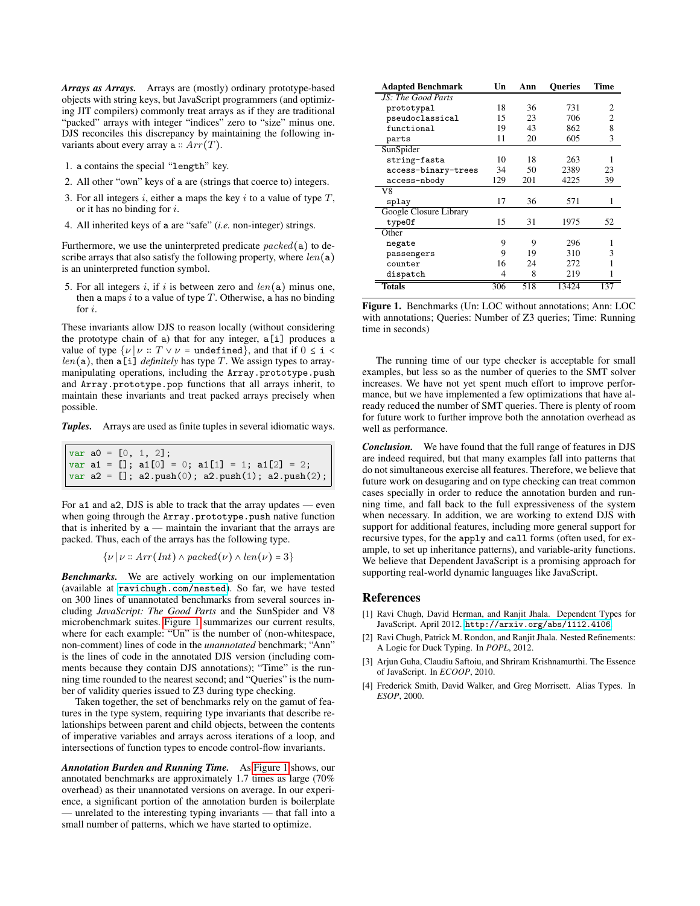***Arrays as Arrays.*** Arrays are (mostly) ordinary prototype-based objects with string keys, but JavaScript programmers (and optimizing JIT compilers) commonly treat arrays as if they are traditional "packed" arrays with integer "indices" zero to "size" minus one. DJS reconciles this discrepancy by maintaining the following invariants about every array `a` $:: Arr(T)$.

1. `a` contains the special "`length`" key.
2. All other "own" keys of `a` are (strings that coerce to) integers.
3. For all integers $i$, either `a` maps the key $i$ to a value of type $T$, or it has no binding for $i$.
4. All inherited keys of `a` are "safe" (*i.e.* non-integer) strings.

Furthermore, we use the uninterpreted predicate $packed(\texttt{a})$ to describe arrays that also satisfy the following property, where $len(\texttt{a})$ is an uninterpreted function symbol.

5. For all integers $i$, if $i$ is between zero and $len(\texttt{a})$ minus one, then `a` maps $i$ to a value of type $T$. Otherwise, `a` has no binding for $i$.

These invariants allow DJS to reason locally (without considering the prototype chain of `a`) that for any integer, `a[i]` produces a value of type $\{\nu \,|\, \nu :: T \vee \nu = \texttt{undefined}\}$, and that if $0 \leq \texttt{i} < len(\texttt{a})$, then `a[i]` *definitely* has type $T$. We assign types to array-manipulating operations, including the `Array.prototype.push` and `Array.prototype.pop` functions that all arrays inherit, to maintain these invariants and treat packed arrays precisely when possible.

***Tuples.*** Arrays are used as finite tuples in several idiomatic ways.

```
var a0 = [0, 1, 2];
var a1 = []; a1[0] = 0; a1[1] = 1; a1[2] = 2;
var a2 = []; a2.push(0); a2.push(1); a2.push(2);
```

For `a1` and `a2`, DJS is able to track that the array updates — even when going through the `Array.prototype.push` native function that is inherited by `a` — maintain the invariant that the arrays are packed. Thus, each of the arrays has the following type.

$$\{\nu \,|\, \nu :: Arr(Int) \wedge packed(\nu) \wedge len(\nu) = 3\}$$

***Benchmarks.*** We are actively working on our implementation (available at `ravichugh.com/nested`). So far, we have tested on 300 lines of unannotated benchmarks from several sources including *JavaScript: The Good Parts* and the SunSpider and V8 microbenchmark suites. Figure 1 summarizes our current results, where for each example: "Un" is the number of (non-whitespace, non-comment) lines of code in the *unannotated* benchmark; "Ann" is the lines of code in the annotated DJS version (including comments because they contain DJS annotations); "Time" is the running time rounded to the nearest second; and "Queries" is the number of validity queries issued to Z3 during type checking.

Taken together, the set of benchmarks rely on the gamut of features in the type system, requiring type invariants that describe relationships between parent and child objects, between the contents of imperative variables and arrays across iterations of a loop, and intersections of function types to encode control-flow invariants.

***Annotation Burden and Running Time.*** As Figure 1 shows, our annotated benchmarks are approximately 1.7 times as large (70% overhead) as their unannotated versions on average. In our experience, a significant portion of the annotation burden is boilerplate — unrelated to the interesting typing invariants — that fall into a small number of patterns, which we have started to optimize.

| Adapted Benchmark | Un | Ann | Queries | Time |
|---|---|---|---|---|
| *JS: The Good Parts* | | | | |
| `prototypal` | 18 | 36 | 731 | 2 |
| `pseudoclassical` | 15 | 23 | 706 | 2 |
| `functional` | 19 | 43 | 862 | 8 |
| `parts` | 11 | 20 | 605 | 3 |
| SunSpider | | | | |
| `string-fasta` | 10 | 18 | 263 | 1 |
| `access-binary-trees` | 34 | 50 | 2389 | 23 |
| `access-nbody` | 129 | 201 | 4225 | 39 |
| V8 | | | | |
| `splay` | 17 | 36 | 571 | 1 |
| Google Closure Library | | | | |
| `typeOf` | 15 | 31 | 1975 | 52 |
| Other | | | | |
| `negate` | 9 | 9 | 296 | 1 |
| `passengers` | 9 | 19 | 310 | 3 |
| `counter` | 16 | 24 | 272 | 1 |
| `dispatch` | 4 | 8 | 219 | 1 |
| **Totals** | 306 | 518 | 13424 | 137 |

**Figure 1.** Benchmarks (Un: LOC without annotations; Ann: LOC with annotations; Queries: Number of Z3 queries; Time: Running time in seconds)

The running time of our type checker is acceptable for small examples, but less so as the number of queries to the SMT solver increases. We have not yet spent much effort to improve performance, but we have implemented a few optimizations that have already reduced the number of SMT queries. There is plenty of room for future work to further improve both the annotation overhead as well as performance.

***Conclusion.*** We have found that the full range of features in DJS are indeed required, but that many examples fall into patterns that do not simultaneous exercise all features. Therefore, we believe that future work on desugaring and on type checking can treat common cases specially in order to reduce the annotation burden and running time, and fall back to the full expressiveness of the system when necessary. In addition, we are working to extend DJS with support for additional features, including more general support for recursive types, for the `apply` and `call` forms (often used, for example, to set up inheritance patterns), and variable-arity functions. We believe that Dependent JavaScript is a promising approach for supporting real-world dynamic languages like JavaScript.

## References

[1] Ravi Chugh, David Herman, and Ranjit Jhala. Dependent Types for JavaScript. April 2012. `http://arxiv.org/abs/1112.4106`

[2] Ravi Chugh, Patrick M. Rondon, and Ranjit Jhala. Nested Refinements: A Logic for Duck Typing. In *POPL*, 2012.

[3] Arjun Guha, Claudiu Saftoiu, and Shriram Krishnamurthi. The Essence of JavaScript. In *ECOOP*, 2010.

[4] Frederick Smith, David Walker, and Greg Morrisett. Alias Types. In *ESOP*, 2000.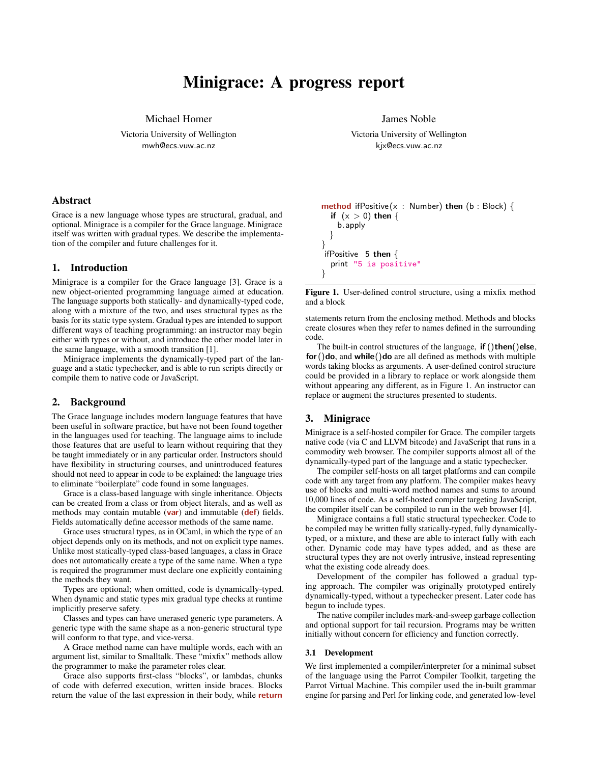# Minigrace: A progress report

Michael Homer
Victoria University of Wellington
mwh@ecs.vuw.ac.nz

James Noble
Victoria University of Wellington
kjx@ecs.vuw.ac.nz

## Abstract

Grace is a new language whose types are structural, gradual, and optional. Minigrace is a compiler for the Grace language. Minigrace itself was written with gradual types. We describe the implementation of the compiler and future challenges for it.

## 1. Introduction

Minigrace is a compiler for the Grace language [3]. Grace is a new object-oriented programming language aimed at education. The language supports both statically- and dynamically-typed code, along with a mixture of the two, and uses structural types as the basis for its static type system. Gradual types are intended to support different ways of teaching programming: an instructor may begin either with types or without, and introduce the other model later in the same language, with a smooth transition [1].

Minigrace implements the dynamically-typed part of the language and a static typechecker, and is able to run scripts directly or compile them to native code or JavaScript.

## 2. Background

The Grace language includes modern language features that have been useful in software practice, but have not been found together in the languages used for teaching. The language aims to include those features that are useful to learn without requiring that they be taught immediately or in any particular order. Instructors should have flexibility in structuring courses, and unintroduced features should not need to appear in code to be explained: the language tries to eliminate "boilerplate" code found in some languages.

Grace is a class-based language with single inheritance. Objects can be created from a class or from object literals, and as well as methods may contain mutable (**var**) and immutable (**def**) fields. Fields automatically define accessor methods of the same name.

Grace uses structural types, as in OCaml, in which the type of an object depends only on its methods, and not on explicit type names. Unlike most statically-typed class-based languages, a class in Grace does not automatically create a type of the same name. When a type is required the programmer must declare one explicitly containing the methods they want.

Types are optional; when omitted, code is dynamically-typed. When dynamic and static types mix gradual type checks at runtime implicitly preserve safety.

Classes and types can have unerased generic type parameters. A generic type with the same shape as a non-generic structural type will conform to that type, and vice-versa.

A Grace method name can have multiple words, each with an argument list, similar to Smalltalk. These "mixfix" methods allow the programmer to make the parameter roles clear.

Grace also supports first-class "blocks", or lambdas, chunks of code with deferred execution, written inside braces. Blocks return the value of the last expression in their body, while **return** statements return from the enclosing method. Methods and blocks create closures when they refer to names defined in the surrounding code.

```
method ifPositive(x : Number) then (b : Block) {
  if (x > 0) then {
    b.apply
  }
}
ifPositive 5 then {
  print "5 is positive"
}
```

**Figure 1.** User-defined control structure, using a mixfix method and a block

The built-in control structures of the language, **if**()**then**()**else**, **for**()**do**, and **while**()**do** are all defined as methods with multiple words taking blocks as arguments. A user-defined control structure could be provided in a library to replace or work alongside them without appearing any different, as in Figure 1. An instructor can replace or augment the structures presented to students.

## 3. Minigrace

Minigrace is a self-hosted compiler for Grace. The compiler targets native code (via C and LLVM bitcode) and JavaScript that runs in a commodity web browser. The compiler supports almost all of the dynamically-typed part of the language and a static typechecker.

The compiler self-hosts on all target platforms and can compile code with any target from any platform. The compiler makes heavy use of blocks and multi-word method names and sums to around 10,000 lines of code. As a self-hosted compiler targeting JavaScript, the compiler itself can be compiled to run in the web browser [4].

Minigrace contains a full static structural typechecker. Code to be compiled may be written fully statically-typed, fully dynamically-typed, or a mixture, and these are able to interact fully with each other. Dynamic code may have types added, and as these are structural types they are not overly intrusive, instead representing what the existing code already does.

Development of the compiler has followed a gradual typing approach. The compiler was originally prototyped entirely dynamically-typed, without a typechecker present. Later code has begun to include types.

The native compiler includes mark-and-sweep garbage collection and optional support for tail recursion. Programs may be written initially without concern for efficiency and function correctly.

### 3.1 Development

We first implemented a compiler/interpreter for a minimal subset of the language using the Parrot Compiler Toolkit, targeting the Parrot Virtual Machine. This compiler used the in-built grammar engine for parsing and Perl for linking code, and generated low-level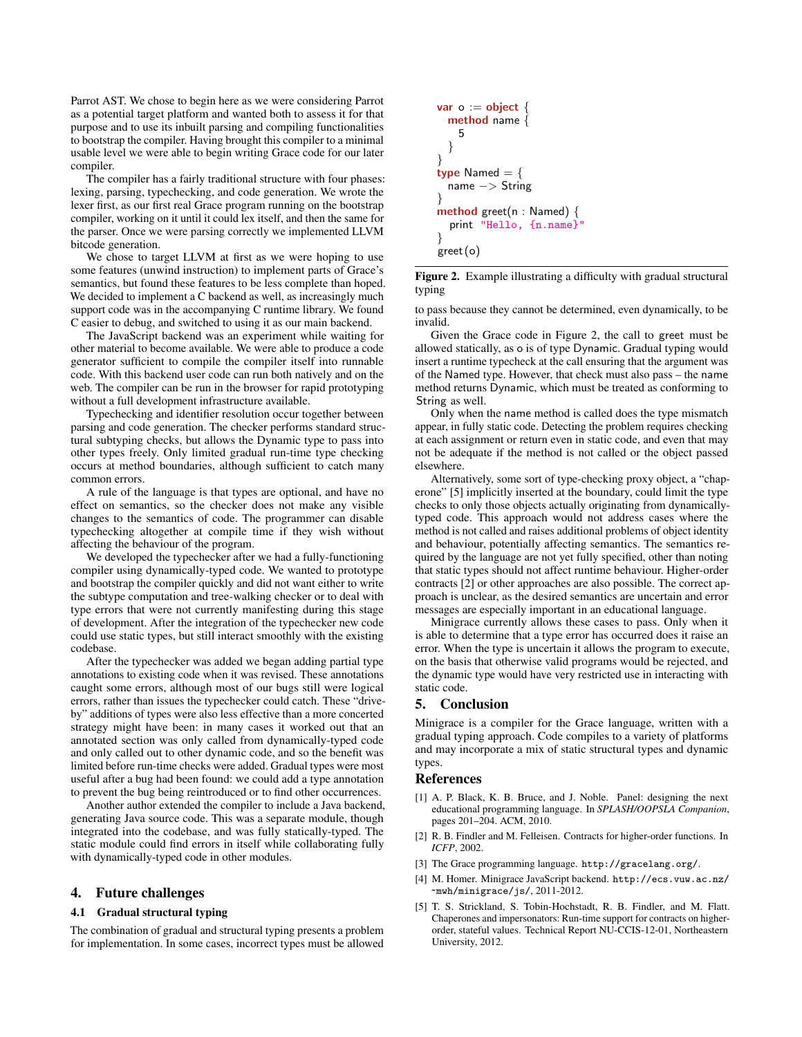Parrot AST. We chose to begin here as we were considering Parrot as a potential target platform and wanted both to assess it for that purpose and to use its inbuilt parsing and compiling functionalities to bootstrap the compiler. Having brought this compiler to a minimal usable level we were able to begin writing Grace code for our later compiler.

The compiler has a fairly traditional structure with four phases: lexing, parsing, typechecking, and code generation. We wrote the lexer first, as our first real Grace program running on the bootstrap compiler, working on it until it could lex itself, and then the same for the parser. Once we were parsing correctly we implemented LLVM bitcode generation.

We chose to target LLVM at first as we were hoping to use some features (unwind instruction) to implement parts of Grace's semantics, but found these features to be less complete than hoped. We decided to implement a C backend as well, as increasingly much support code was in the accompanying C runtime library. We found C easier to debug, and switched to using it as our main backend.

The JavaScript backend was an experiment while waiting for other material to become available. We were able to produce a code generator sufficient to compile the compiler itself into runnable code. With this backend user code can run both natively and on the web. The compiler can be run in the browser for rapid prototyping without a full development infrastructure available.

Typechecking and identifier resolution occur together between parsing and code generation. The checker performs standard structural subtyping checks, but allows the Dynamic type to pass into other types freely. Only limited gradual run-time type checking occurs at method boundaries, although sufficient to catch many common errors.

A rule of the language is that types are optional, and have no effect on semantics, so the checker does not make any visible changes to the semantics of code. The programmer can disable typechecking altogether at compile time if they wish without affecting the behaviour of the program.

We developed the typechecker after we had a fully-functioning compiler using dynamically-typed code. We wanted to prototype and bootstrap the compiler quickly and did not want either to write the subtype computation and tree-walking checker or to deal with type errors that were not currently manifesting during this stage of development. After the integration of the typechecker new code could use static types, but still interact smoothly with the existing codebase.

After the typechecker was added we began adding partial type annotations to existing code when it was revised. These annotations caught some errors, although most of our bugs still were logical errors, rather than issues the typechecker could catch. These "drive-by" additions of types were also less effective than a more concerted strategy might have been: in many cases it worked out that an annotated section was only called from dynamically-typed code and only called out to other dynamic code, and so the benefit was limited before run-time checks were added. Gradual types were most useful after a bug had been found: we could add a type annotation to prevent the bug being reintroduced or to find other occurrences.

Another author extended the compiler to include a Java backend, generating Java source code. This was a separate module, though integrated into the codebase, and was fully statically-typed. The static module could find errors in itself while collaborating fully with dynamically-typed code in other modules.

## 4. Future challenges

### 4.1 Gradual structural typing

The combination of gradual and structural typing presents a problem for implementation. In some cases, incorrect types must be allowed to pass because they cannot be determined, even dynamically, to be invalid.

```
var o := object {
  method name {
    5
  }
}
type Named = {
  name -> String
}
method greet(n : Named) {
  print "Hello, {n.name}"
}
greet(o)
```

**Figure 2.** Example illustrating a difficulty with gradual structural typing

Given the Grace code in Figure 2, the call to greet must be allowed statically, as o is of type Dynamic. Gradual typing would insert a runtime typecheck at the call ensuring that the argument was of the Named type. However, that check must also pass – the name method returns Dynamic, which must be treated as conforming to String as well.

Only when the name method is called does the type mismatch appear, in fully static code. Detecting the problem requires checking at each assignment or return even in static code, and even that may not be adequate if the method is not called or the object passed elsewhere.

Alternatively, some sort of type-checking proxy object, a "chaperone" [5] implicitly inserted at the boundary, could limit the type checks to only those objects actually originating from dynamically-typed code. This approach would not address cases where the method is not called and raises additional problems of object identity and behaviour, potentially affecting semantics. The semantics required by the language are not yet fully specified, other than noting that static types should not affect runtime behaviour. Higher-order contracts [2] or other approaches are also possible. The correct approach is unclear, as the desired semantics are uncertain and error messages are especially important in an educational language.

Minigrace currently allows these cases to pass. Only when it is able to determine that a type error has occurred does it raise an error. When the type is uncertain it allows the program to execute, on the basis that otherwise valid programs would be rejected, and the dynamic type would have very restricted use in interacting with static code.

## 5. Conclusion

Minigrace is a compiler for the Grace language, written with a gradual typing approach. Code compiles to a variety of platforms and may incorporate a mix of static structural types and dynamic types.

## References

[1] A. P. Black, K. B. Bruce, and J. Noble. Panel: designing the next educational programming language. In *SPLASH/OOPSLA Companion*, pages 201–204. ACM, 2010.

[2] R. B. Findler and M. Felleisen. Contracts for higher-order functions. In *ICFP*, 2002.

[3] The Grace programming language. http://gracelang.org/.

[4] M. Homer. Minigrace JavaScript backend. http://ecs.vuw.ac.nz/~mwh/minigrace/js/, 2011-2012.

[5] T. S. Strickland, S. Tobin-Hochstadt, R. B. Findler, and M. Flatt. Chaperones and impersonators: Run-time support for contracts on higher-order, stateful values. Technical Report NU-CCIS-12-01, Northeastern University, 2012.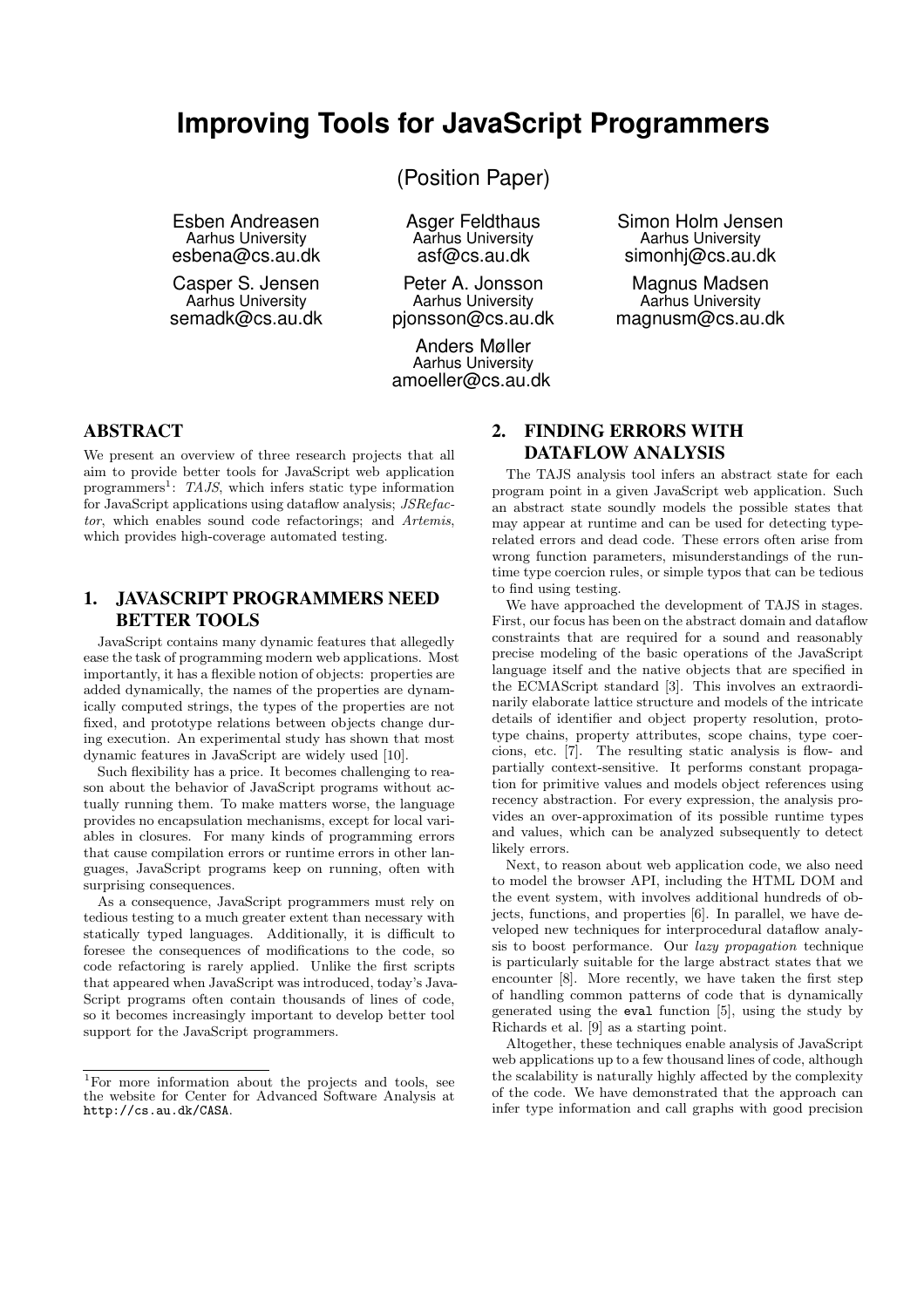# Improving Tools for JavaScript Programmers

(Position Paper)

Esben Andreasen
Aarhus University
esbena@cs.au.dk

Asger Feldthaus
Aarhus University
asf@cs.au.dk

Simon Holm Jensen
Aarhus University
simonhj@cs.au.dk

Casper S. Jensen
Aarhus University
semadk@cs.au.dk

Peter A. Jonsson
Aarhus University
pjonsson@cs.au.dk

Magnus Madsen
Aarhus University
magnusm@cs.au.dk

Anders Møller
Aarhus University
amoeller@cs.au.dk

## ABSTRACT

We present an overview of three research projects that all aim to provide better tools for JavaScript web application programmers[1]: *TAJS*, which infers static type information for JavaScript applications using dataflow analysis; *JSRefactor*, which enables sound code refactorings; and *Artemis*, which provides high-coverage automated testing.

## 1. JAVASCRIPT PROGRAMMERS NEED BETTER TOOLS

JavaScript contains many dynamic features that allegedly ease the task of programming modern web applications. Most importantly, it has a flexible notion of objects: properties are added dynamically, the names of the properties are dynamically computed strings, the types of the properties are not fixed, and prototype relations between objects change during execution. An experimental study has shown that most dynamic features in JavaScript are widely used [10].

Such flexibility has a price. It becomes challenging to reason about the behavior of JavaScript programs without actually running them. To make matters worse, the language provides no encapsulation mechanisms, except for local variables in closures. For many kinds of programming errors that cause compilation errors or runtime errors in other languages, JavaScript programs keep on running, often with surprising consequences.

As a consequence, JavaScript programmers must rely on tedious testing to a much greater extent than necessary with statically typed languages. Additionally, it is difficult to foresee the consequences of modifications to the code, so code refactoring is rarely applied. Unlike the first scripts that appeared when JavaScript was introduced, today's JavaScript programs often contain thousands of lines of code, so it becomes increasingly important to develop better tool support for the JavaScript programmers.

[1] For more information about the projects and tools, see the website for Center for Advanced Software Analysis at http://cs.au.dk/CASA.

## 2. FINDING ERRORS WITH DATAFLOW ANALYSIS

The TAJS analysis tool infers an abstract state for each program point in a given JavaScript web application. Such an abstract state soundly models the possible states that may appear at runtime and can be used for detecting type-related errors and dead code. These errors often arise from wrong function parameters, misunderstandings of the runtime type coercion rules, or simple typos that can be tedious to find using testing.

We have approached the development of TAJS in stages. First, our focus has been on the abstract domain and dataflow constraints that are required for a sound and reasonably precise modeling of the basic operations of the JavaScript language itself and the native objects that are specified in the ECMAScript standard [3]. This involves an extraordinarily elaborate lattice structure and models of the intricate details of identifier and object property resolution, prototype chains, property attributes, scope chains, type coercions, etc. [7]. The resulting static analysis is flow- and partially context-sensitive. It performs constant propagation for primitive values and models object references using recency abstraction. For every expression, the analysis provides an over-approximation of its possible runtime types and values, which can be analyzed subsequently to detect likely errors.

Next, to reason about web application code, we also need to model the browser API, including the HTML DOM and the event system, with involves additional hundreds of objects, functions, and properties [6]. In parallel, we have developed new techniques for interprocedural dataflow analysis to boost performance. Our *lazy propagation* technique is particularly suitable for the large abstract states that we encounter [8]. More recently, we have taken the first step of handling common patterns of code that is dynamically generated using the `eval` function [5], using the study by Richards et al. [9] as a starting point.

Altogether, these techniques enable analysis of JavaScript web applications up to a few thousand lines of code, although the scalability is naturally highly affected by the complexity of the code. We have demonstrated that the approach can infer type information and call graphs with good precision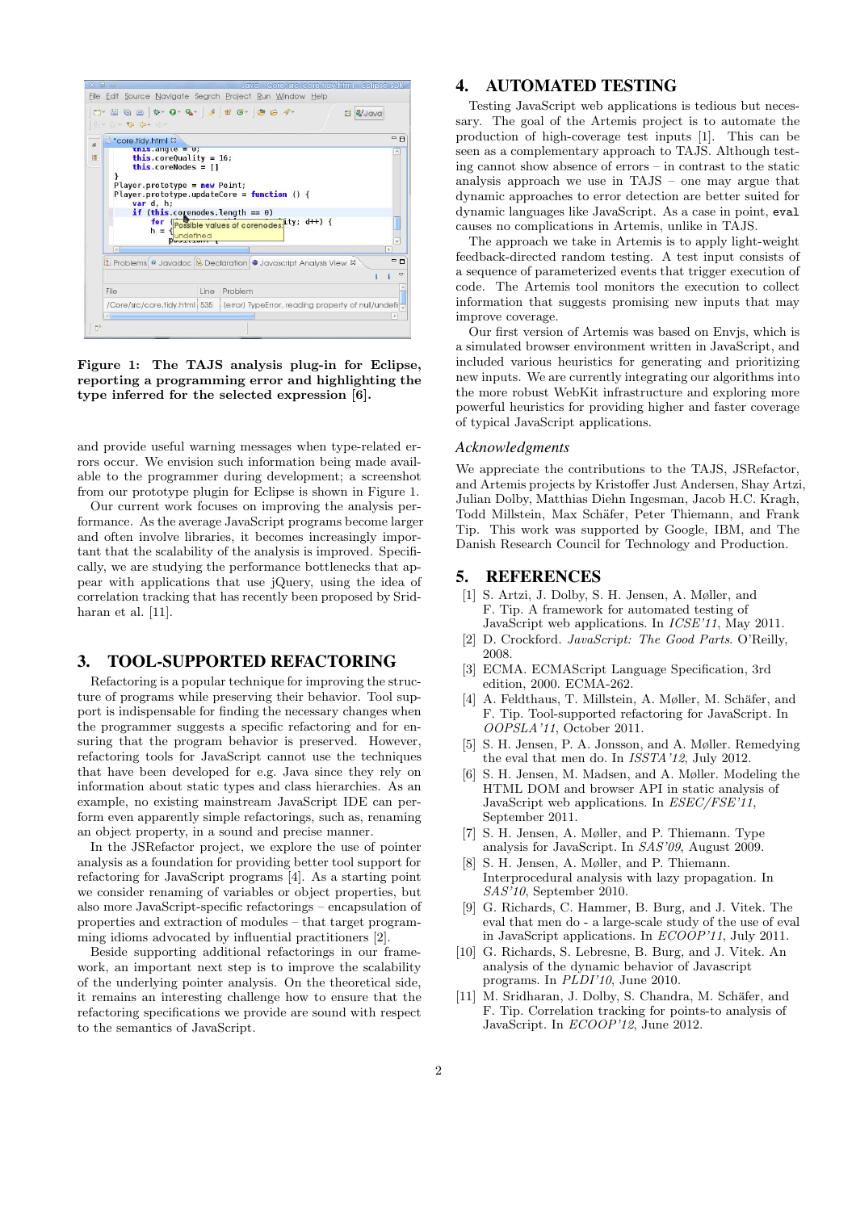**Figure 1: The TAJS analysis plug-in for Eclipse, reporting a programming error and highlighting the type inferred for the selected expression [6].**

and provide useful warning messages when type-related errors occur. We envision such information being made available to the programmer during development; a screenshot from our prototype plugin for Eclipse is shown in Figure 1.

Our current work focuses on improving the analysis performance. As the average JavaScript programs become larger and often involve libraries, it becomes increasingly important that the scalability of the analysis is improved. Specifically, we are studying the performance bottlenecks that appear with applications that use jQuery, using the idea of correlation tracking that has recently been proposed by Sridharan et al. [11].

## 3. TOOL-SUPPORTED REFACTORING

Refactoring is a popular technique for improving the structure of programs while preserving their behavior. Tool support is indispensable for finding the necessary changes when the programmer suggests a specific refactoring and for ensuring that the program behavior is preserved. However, refactoring tools for JavaScript cannot use the techniques that have been developed for e.g. Java since they rely on information about static types and class hierarchies. As an example, no existing mainstream JavaScript IDE can perform even apparently simple refactorings, such as, renaming an object property, in a sound and precise manner.

In the JSRefactor project, we explore the use of pointer analysis as a foundation for providing better tool support for refactoring for JavaScript programs [4]. As a starting point we consider renaming of variables or object properties, but also more JavaScript-specific refactorings – encapsulation of properties and extraction of modules – that target programming idioms advocated by influential practitioners [2].

Beside supporting additional refactorings in our framework, an important next step is to improve the scalability of the underlying pointer analysis. On the theoretical side, it remains an interesting challenge how to ensure that the refactoring specifications we provide are sound with respect to the semantics of JavaScript.

## 4. AUTOMATED TESTING

Testing JavaScript web applications is tedious but necessary. The goal of the Artemis project is to automate the production of high-coverage test inputs [1]. This can be seen as a complementary approach to TAJS. Although testing cannot show absence of errors – in contrast to the static analysis approach we use in TAJS – one may argue that dynamic approaches to error detection are better suited for dynamic languages like JavaScript. As a case in point, `eval` causes no complications in Artemis, unlike in TAJS.

The approach we take in Artemis is to apply light-weight feedback-directed random testing. A test input consists of a sequence of parameterized events that trigger execution of code. The Artemis tool monitors the execution to collect information that suggests promising new inputs that may improve coverage.

Our first version of Artemis was based on Envjs, which is a simulated browser environment written in JavaScript, and included various heuristics for generating and prioritizing new inputs. We are currently integrating our algorithms into the more robust WebKit infrastructure and exploring more powerful heuristics for providing higher and faster coverage of typical JavaScript applications.

### *Acknowledgments*

We appreciate the contributions to the TAJS, JSRefactor, and Artemis projects by Kristoffer Just Andersen, Shay Artzi, Julian Dolby, Matthias Diehn Ingesman, Jacob H.C. Kragh, Todd Millstein, Max Schäfer, Peter Thiemann, and Frank Tip. This work was supported by Google, IBM, and The Danish Research Council for Technology and Production.

## 5. REFERENCES

[1] S. Artzi, J. Dolby, S. H. Jensen, A. Møller, and F. Tip. A framework for automated testing of JavaScript web applications. In *ICSE'11*, May 2011.

[2] D. Crockford. *JavaScript: The Good Parts*. O'Reilly, 2008.

[3] ECMA. ECMAScript Language Specification, 3rd edition, 2000. ECMA-262.

[4] A. Feldthaus, T. Millstein, A. Møller, M. Schäfer, and F. Tip. Tool-supported refactoring for JavaScript. In *OOPSLA'11*, October 2011.

[5] S. H. Jensen, P. A. Jonsson, and A. Møller. Remedying the eval that men do. In *ISSTA'12*, July 2012.

[6] S. H. Jensen, M. Madsen, and A. Møller. Modeling the HTML DOM and browser API in static analysis of JavaScript web applications. In *ESEC/FSE'11*, September 2011.

[7] S. H. Jensen, A. Møller, and P. Thiemann. Type analysis for JavaScript. In *SAS'09*, August 2009.

[8] S. H. Jensen, A. Møller, and P. Thiemann. Interprocedural analysis with lazy propagation. In *SAS'10*, September 2010.

[9] G. Richards, C. Hammer, B. Burg, and J. Vitek. The eval that men do - a large-scale study of the use of eval in JavaScript applications. In *ECOOP'11*, July 2011.

[10] G. Richards, S. Lebresne, B. Burg, and J. Vitek. An analysis of the dynamic behavior of Javascript programs. In *PLDI'10*, June 2010.

[11] M. Sridharan, J. Dolby, S. Chandra, M. Schäfer, and F. Tip. Correlation tracking for points-to analysis of JavaScript. In *ECOOP'12*, June 2012.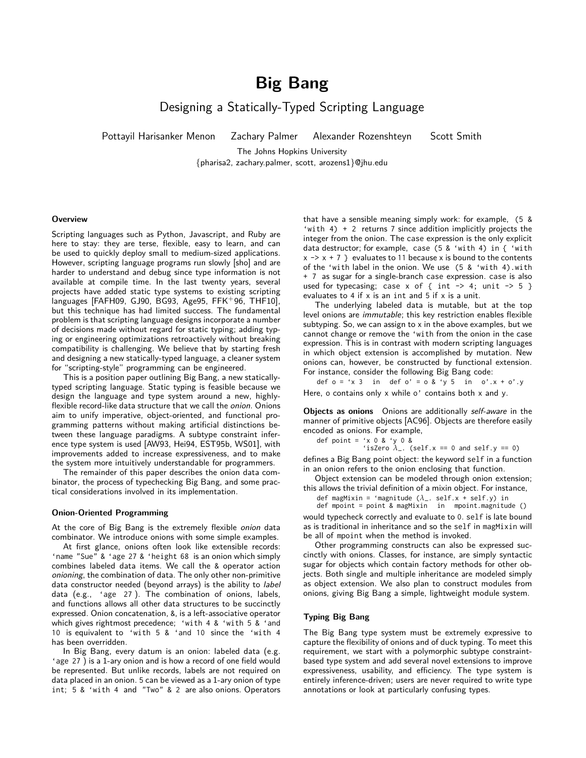# Big Bang

## Designing a Statically-Typed Scripting Language

Pottayil Harisanker Menon Zachary Palmer Alexander Rozenshteyn Scott Smith

The Johns Hopkins University

{pharisa2, zachary.palmer, scott, arozens1}@jhu.edu

### Overview

Scripting languages such as Python, Javascript, and Ruby are here to stay: they are terse, flexible, easy to learn, and can be used to quickly deploy small to medium-sized applications. However, scripting language programs run slowly [sho] and are harder to understand and debug since type information is not available at compile time. In the last twenty years, several projects have added static type systems to existing scripting languages [FAFH09, GJ90, BG93, Age95, FFK+96, THF10], but this technique has had limited success. The fundamental problem is that scripting language designs incorporate a number of decisions made without regard for static typing; adding typing or engineering optimizations retroactively without breaking compatibility is challenging. We believe that by starting fresh and designing a new statically-typed language, a cleaner system for "scripting-style" programming can be engineered.

This is a position paper outlining Big Bang, a new statically-typed scripting language. Static typing is feasible because we design the language and type system around a new, highly-flexible record-like data structure that we call the *onion*. Onions aim to unify imperative, object-oriented, and functional programming patterns without making artificial distinctions between these language paradigms. A subtype constraint inference type system is used [AW93, Hei94, EST95b, WS01], with improvements added to increase expressiveness, and to make the system more intuitively understandable for programmers.

The remainder of this paper describes the onion data combinator, the process of typechecking Big Bang, and some practical considerations involved in its implementation.

### Onion-Oriented Programming

At the core of Big Bang is the extremely flexible *onion* data combinator. We introduce onions with some simple examples.

At first glance, onions often look like extensible records: `‘name "Sue" & ‘age 27 & ‘height 68` is an onion which simply combines labeled data items. We call the & operator action *onioning*, the combination of data. The only other non-primitive data constructor needed (beyond arrays) is the ability to *label* data (e.g., `‘age 27`). The combination of onions, labels, and functions allows all other data structures to be succinctly expressed. Onion concatenation, &, is a left-associative operator which gives rightmost precedence; `‘with 4 & ‘with 5 & ‘and 10` is equivalent to `‘with 5 & ‘and 10` since the `‘with 4` has been overridden.

In Big Bang, every datum is an onion: labeled data (e.g. `‘age 27`) is a 1-ary onion and is how a record of one field would be represented. But unlike records, labels are not required on data placed in an onion. `5` can be viewed as a 1-ary onion of type `int`; `5 & ‘with 4` and `"Two" & 2` are also onions. Operators that have a sensible meaning simply work: for example, `(5 & ‘with 4) + 2` returns 7 since addition implicitly projects the integer from the onion. The `case` expression is the only explicit data destructor; for example, `case (5 & ‘with 4) in { ‘with x -> x + 7 }` evaluates to 11 because x is bound to the contents of the `‘with` label in the onion. We use `(5 & ‘with 4).with + 7` as sugar for a single-branch `case` expression. `case` is also used for typecasing; `case x of { int -> 4; unit -> 5 }` evaluates to 4 if x is an `int` and 5 if x is a unit.

The underlying labeled data is mutable, but at the top level onions are *immutable*; this key restriction enables flexible subtyping. So, we can assign to x in the above examples, but we cannot change or remove the `‘with` from the onion in the case expression. This is in contrast with modern scripting languages in which object extension is accomplished by mutation. New onions can, however, be constructed by functional extension. For instance, consider the following Big Bang code:

```
def o = ‘x 3  in  def o’ = o & ‘y 5  in  o’.x + o’.y
```

Here, o contains only x while o’ contains both x and y.

**Objects as onions** Onions are additionally *self-aware* in the manner of primitive objects [AC96]. Objects are therefore easily encoded as onions. For example,

```
def point = ‘x 0 & ‘y 0 &
            ‘isZero λ_. (self.x == 0 and self.y == 0)
```

defines a Big Bang point object: the keyword `self` in a function in an onion refers to the onion enclosing that function.

Object extension can be modeled through onion extension; this allows the trivial definition of a mixin object. For instance,

```
def magMixin = ‘magnitude (λ_. self.x + self.y) in
def mpoint = point & magMixin  in  mpoint.magnitude ()
```

would typecheck correctly and evaluate to `0`. `self` is late bound as is traditional in inheritance and so the `self` in `magMixin` will be all of `mpoint` when the method is invoked.

Other programming constructs can also be expressed succinctly with onions. Classes, for instance, are simply syntactic sugar for objects which contain factory methods for other objects. Both single and multiple inheritance are modeled simply as object extension. We also plan to construct modules from onions, giving Big Bang a simple, lightweight module system.

### Typing Big Bang

The Big Bang type system must be extremely expressive to capture the flexibility of onions and of duck typing. To meet this requirement, we start with a polymorphic subtype constraint-based type system and add several novel extensions to improve expressiveness, usability, and efficiency. The type system is entirely inference-driven; users are never required to write type annotations or look at particularly confusing types.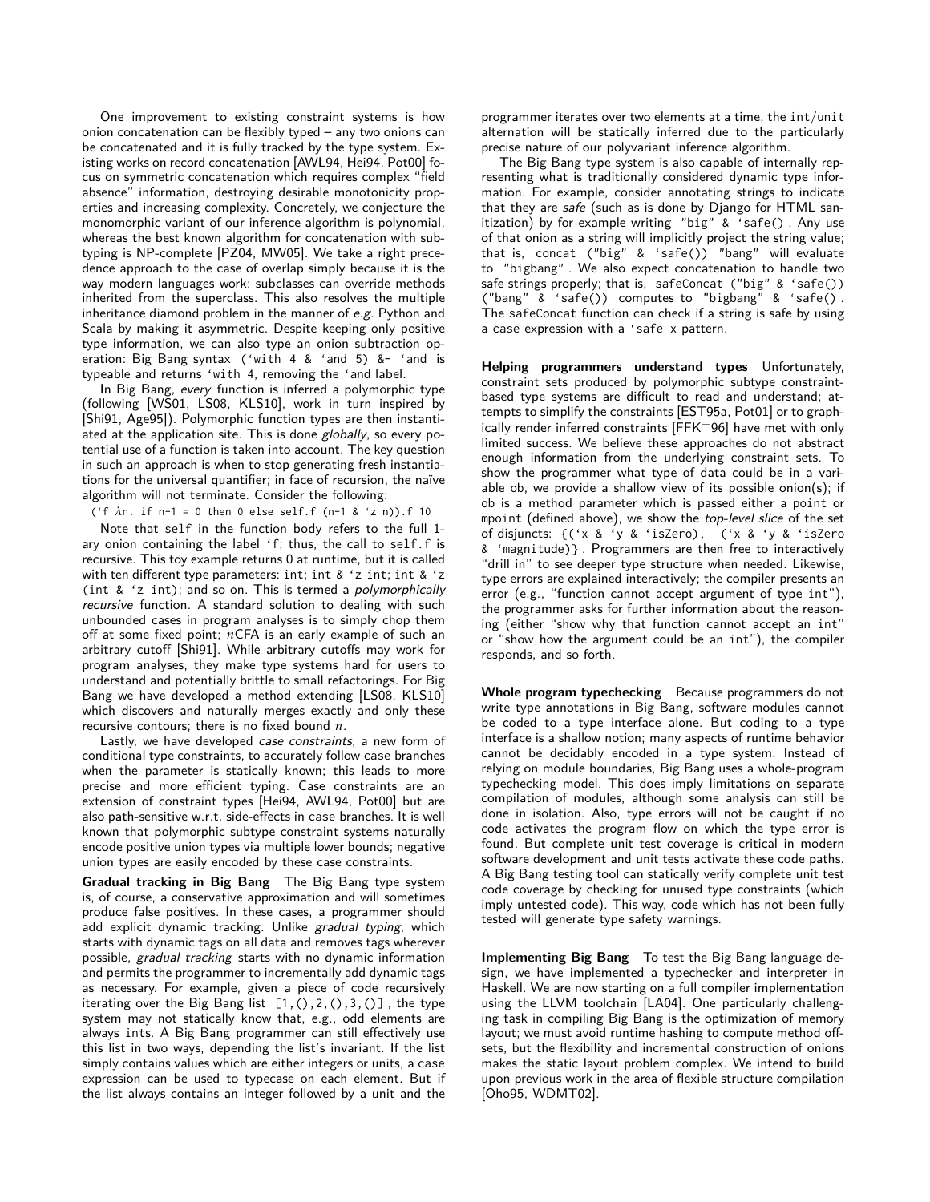One improvement to existing constraint systems is how onion concatenation can be flexibly typed – any two onions can be concatenated and it is fully tracked by the type system. Existing works on record concatenation [AWL94, Hei94, Pot00] focus on symmetric concatenation which requires complex "field absence" information, destroying desirable monotonicity properties and increasing complexity. Concretely, we conjecture the monomorphic variant of our inference algorithm is polynomial, whereas the best known algorithm for concatenation with subtyping is NP-complete [PZ04, MW05]. We take a right precedence approach to the case of overlap simply because it is the way modern languages work: subclasses can override methods inherited from the superclass. This also resolves the multiple inheritance diamond problem in the manner of *e.g.* Python and Scala by making it asymmetric. Despite keeping only positive type information, we can also type an onion subtraction operation: Big Bang syntax (`with 4 & `and 5) &- `and is typeable and returns `with 4, removing the `and label.

In Big Bang, *every* function is inferred a polymorphic type (following [WS01, LS08, KLS10], work in turn inspired by [Shi91, Age95]). Polymorphic function types are then instantiated at the application site. This is done *globally*, so every potential use of a function is taken into account. The key question in such an approach is when to stop generating fresh instantiations for the universal quantifier; in face of recursion, the naïve algorithm will not terminate. Consider the following:

```
(`f λn. if n-1 = 0 then 0 else self.f (n-1 & `z n)).f 10
```

Note that self in the function body refers to the full 1-ary onion containing the label `f; thus, the call to self.f is recursive. This toy example returns 0 at runtime, but it is called with ten different type parameters: int; int & `z int; int & `z (int & `z int); and so on. This is termed a *polymorphically recursive* function. A standard solution to dealing with such unbounded cases in program analyses is to simply chop them off at some fixed point; $n$CFA is an early example of such an arbitrary cutoff [Shi91]. While arbitrary cutoffs may work for program analyses, they make type systems hard for users to understand and potentially brittle to small refactorings. For Big Bang we have developed a method extending [LS08, KLS10] which discovers and naturally merges exactly and only these recursive contours; there is no fixed bound $n$.

Lastly, we have developed *case constraints*, a new form of conditional type constraints, to accurately follow case branches when the parameter is statically known; this leads to more precise and more efficient typing. Case constraints are an extension of constraint types [Hei94, AWL94, Pot00] but are also path-sensitive w.r.t. side-effects in case branches. It is well known that polymorphic subtype constraint systems naturally encode positive union types via multiple lower bounds; negative union types are easily encoded by these case constraints.

**Gradual tracking in Big Bang** The Big Bang type system is, of course, a conservative approximation and will sometimes produce false positives. In these cases, a programmer should add explicit dynamic tracking. Unlike *gradual typing*, which starts with dynamic tags on all data and removes tags wherever possible, *gradual tracking* starts with no dynamic information and permits the programmer to incrementally add dynamic tags as necessary. For example, given a piece of code recursively iterating over the Big Bang list [1,(),2,(),3,()], the type system may not statically know that, e.g., odd elements are always ints. A Big Bang programmer can still effectively use this list in two ways, depending the list's invariant. If the list simply contains values which are either integers or units, a case expression can be used to typecase on each element. But if the list always contains an integer followed by a unit and the programmer iterates over two elements at a time, the int/unit alternation will be statically inferred due to the particularly precise nature of our polyvariant inference algorithm.

The Big Bang type system is also capable of internally representing what is traditionally considered dynamic type information. For example, consider annotating strings to indicate that they are *safe* (such as is done by Django for HTML sanitization) by for example writing "big" & `safe(). Any use of that onion as a string will implicitly project the string value; that is, concat ("big" & `safe()) "bang" will evaluate to "bigbang". We also expect concatenation to handle two safe strings properly; that is, safeConcat ("big" & `safe()) ("bang" & `safe()) computes to "bigbang" & `safe(). The safeConcat function can check if a string is safe by using a case expression with a `safe x pattern.

**Helping programmers understand types** Unfortunately, constraint sets produced by polymorphic subtype constraint-based type systems are difficult to read and understand; attempts to simplify the constraints [EST95a, Pot01] or to graphically render inferred constraints [FFK+96] have met with only limited success. We believe these approaches do not abstract enough information from the underlying constraint sets. To show the programmer what type of data could be in a variable ob, we provide a shallow view of its possible onion(s); if ob is a method parameter which is passed either a point or mpoint (defined above), we show the *top-level slice* of the set of disjuncts: {(`x & `y & `isZero), (`x & `y & `isZero & `magnitude)}. Programmers are then free to interactively "drill in" to see deeper type structure when needed. Likewise, type errors are explained interactively; the compiler presents an error (e.g., "function cannot accept argument of type int"), the programmer asks for further information about the reasoning (either "show why that function cannot accept an int" or "show how the argument could be an int"), the compiler responds, and so forth.

**Whole program typechecking** Because programmers do not write type annotations in Big Bang, software modules cannot be coded to a type interface alone. But coding to a type interface is a shallow notion; many aspects of runtime behavior cannot be decidably encoded in a type system. Instead of relying on module boundaries, Big Bang uses a whole-program typechecking model. This does imply limitations on separate compilation of modules, although some analysis can still be done in isolation. Also, type errors will not be caught if no code activates the program flow on which the type error is found. But complete unit test coverage is critical in modern software development and unit tests activate these code paths. A Big Bang testing tool can statically verify complete unit test code coverage by checking for unused type constraints (which imply untested code). This way, code which has not been fully tested will generate type safety warnings.

**Implementing Big Bang** To test the Big Bang language design, we have implemented a typechecker and interpreter in Haskell. We are now starting on a full compiler implementation using the LLVM toolchain [LA04]. One particularly challenging task in compiling Big Bang is the optimization of memory layout; we must avoid runtime hashing to compute method offsets, but the flexibility and incremental construction of onions makes the static layout problem complex. We intend to build upon previous work in the area of flexible structure compilation [Oho95, WDMT02].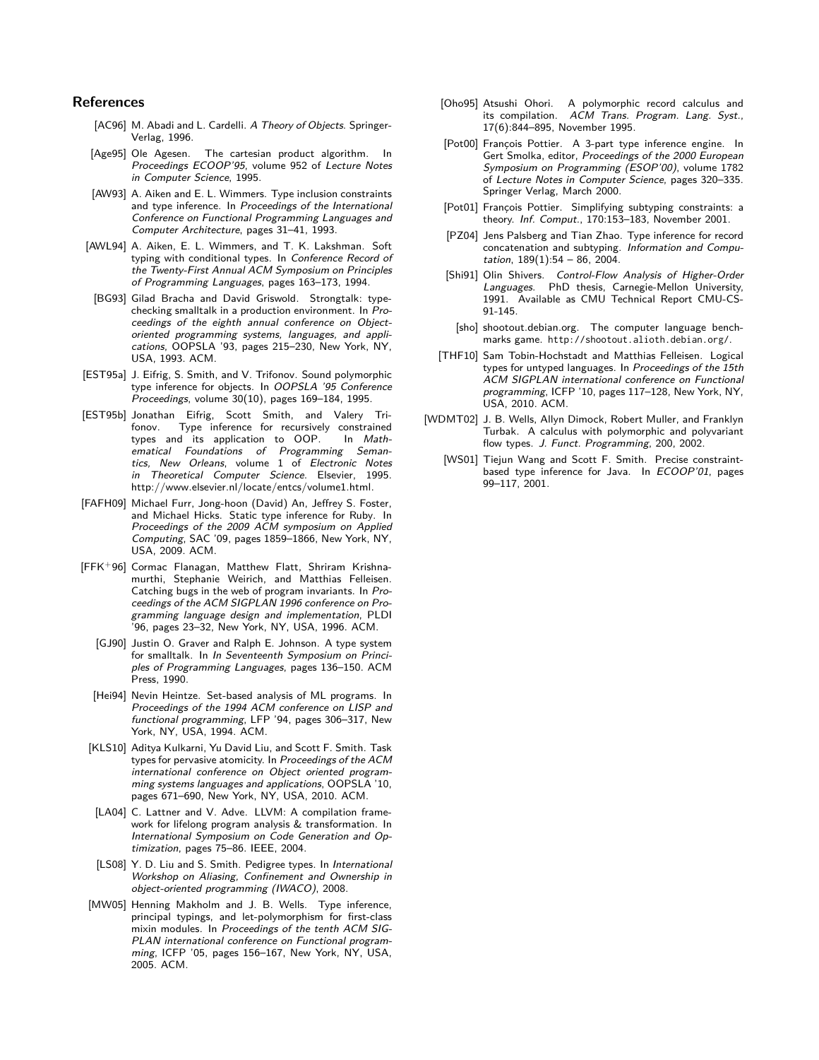## References

- [AC96] M. Abadi and L. Cardelli. *A Theory of Objects*. Springer-Verlag, 1996.
- [Age95] Ole Agesen. The cartesian product algorithm. In *Proceedings ECOOP'95*, volume 952 of *Lecture Notes in Computer Science*, 1995.
- [AW93] A. Aiken and E. L. Wimmers. Type inclusion constraints and type inference. In *Proceedings of the International Conference on Functional Programming Languages and Computer Architecture*, pages 31–41, 1993.
- [AWL94] A. Aiken, E. L. Wimmers, and T. K. Lakshman. Soft typing with conditional types. In *Conference Record of the Twenty-First Annual ACM Symposium on Principles of Programming Languages*, pages 163–173, 1994.
- [BG93] Gilad Bracha and David Griswold. Strongtalk: typechecking smalltalk in a production environment. In *Proceedings of the eighth annual conference on Object-oriented programming systems, languages, and applications*, OOPSLA '93, pages 215–230, New York, NY, USA, 1993. ACM.
- [EST95a] J. Eifrig, S. Smith, and V. Trifonov. Sound polymorphic type inference for objects. In *OOPSLA '95 Conference Proceedings*, volume 30(10), pages 169–184, 1995.
- [EST95b] Jonathan Eifrig, Scott Smith, and Valery Trifonov. Type inference for recursively constrained types and its application to OOP. In *Mathematical Foundations of Programming Semantics, New Orleans*, volume 1 of *Electronic Notes in Theoretical Computer Science*. Elsevier, 1995. http://www.elsevier.nl/locate/entcs/volume1.html.
- [FAFH09] Michael Furr, Jong-hoon (David) An, Jeffrey S. Foster, and Michael Hicks. Static type inference for Ruby. In *Proceedings of the 2009 ACM symposium on Applied Computing*, SAC '09, pages 1859–1866, New York, NY, USA, 2009. ACM.
- [FFK+96] Cormac Flanagan, Matthew Flatt, Shriram Krishnamurthi, Stephanie Weirich, and Matthias Felleisen. Catching bugs in the web of program invariants. In *Proceedings of the ACM SIGPLAN 1996 conference on Programming language design and implementation*, PLDI '96, pages 23–32, New York, NY, USA, 1996. ACM.
- [GJ90] Justin O. Graver and Ralph E. Johnson. A type system for smalltalk. In *In Seventeenth Symposium on Principles of Programming Languages*, pages 136–150. ACM Press, 1990.
- [Hei94] Nevin Heintze. Set-based analysis of ML programs. In *Proceedings of the 1994 ACM conference on LISP and functional programming*, LFP '94, pages 306–317, New York, NY, USA, 1994. ACM.
- [KLS10] Aditya Kulkarni, Yu David Liu, and Scott F. Smith. Task types for pervasive atomicity. In *Proceedings of the ACM international conference on Object oriented programming systems languages and applications*, OOPSLA '10, pages 671–690, New York, NY, USA, 2010. ACM.
- [LA04] C. Lattner and V. Adve. LLVM: A compilation framework for lifelong program analysis & transformation. In *International Symposium on Code Generation and Optimization*, pages 75–86. IEEE, 2004.
- [LS08] Y. D. Liu and S. Smith. Pedigree types. In *International Workshop on Aliasing, Confinement and Ownership in object-oriented programming (IWACO)*, 2008.
- [MW05] Henning Makholm and J. B. Wells. Type inference, principal typings, and let-polymorphism for first-class mixin modules. In *Proceedings of the tenth ACM SIGPLAN international conference on Functional programming*, ICFP '05, pages 156–167, New York, NY, USA, 2005. ACM.
- [Oho95] Atsushi Ohori. A polymorphic record calculus and its compilation. *ACM Trans. Program. Lang. Syst.*, 17(6):844–895, November 1995.
- [Pot00] François Pottier. A 3-part type inference engine. In Gert Smolka, editor, *Proceedings of the 2000 European Symposium on Programming (ESOP'00)*, volume 1782 of *Lecture Notes in Computer Science*, pages 320–335. Springer Verlag, March 2000.
- [Pot01] François Pottier. Simplifying subtyping constraints: a theory. *Inf. Comput.*, 170:153–183, November 2001.
- [PZ04] Jens Palsberg and Tian Zhao. Type inference for record concatenation and subtyping. *Information and Computation*, 189(1):54 – 86, 2004.
- [Shi91] Olin Shivers. *Control-Flow Analysis of Higher-Order Languages*. PhD thesis, Carnegie-Mellon University, 1991. Available as CMU Technical Report CMU-CS-91-145.
- [sho] shootout.debian.org. The computer language benchmarks game. http://shootout.alioth.debian.org/.
- [THF10] Sam Tobin-Hochstadt and Matthias Felleisen. Logical types for untyped languages. In *Proceedings of the 15th ACM SIGPLAN international conference on Functional programming*, ICFP '10, pages 117–128, New York, NY, USA, 2010. ACM.
- [WDMT02] J. B. Wells, Allyn Dimock, Robert Muller, and Franklyn Turbak. A calculus with polymorphic and polyvariant flow types. *J. Funct. Programming*, 200, 2002.
- [WS01] Tiejun Wang and Scott F. Smith. Precise constraint-based type inference for Java. In *ECOOP'01*, pages 99–117, 2001.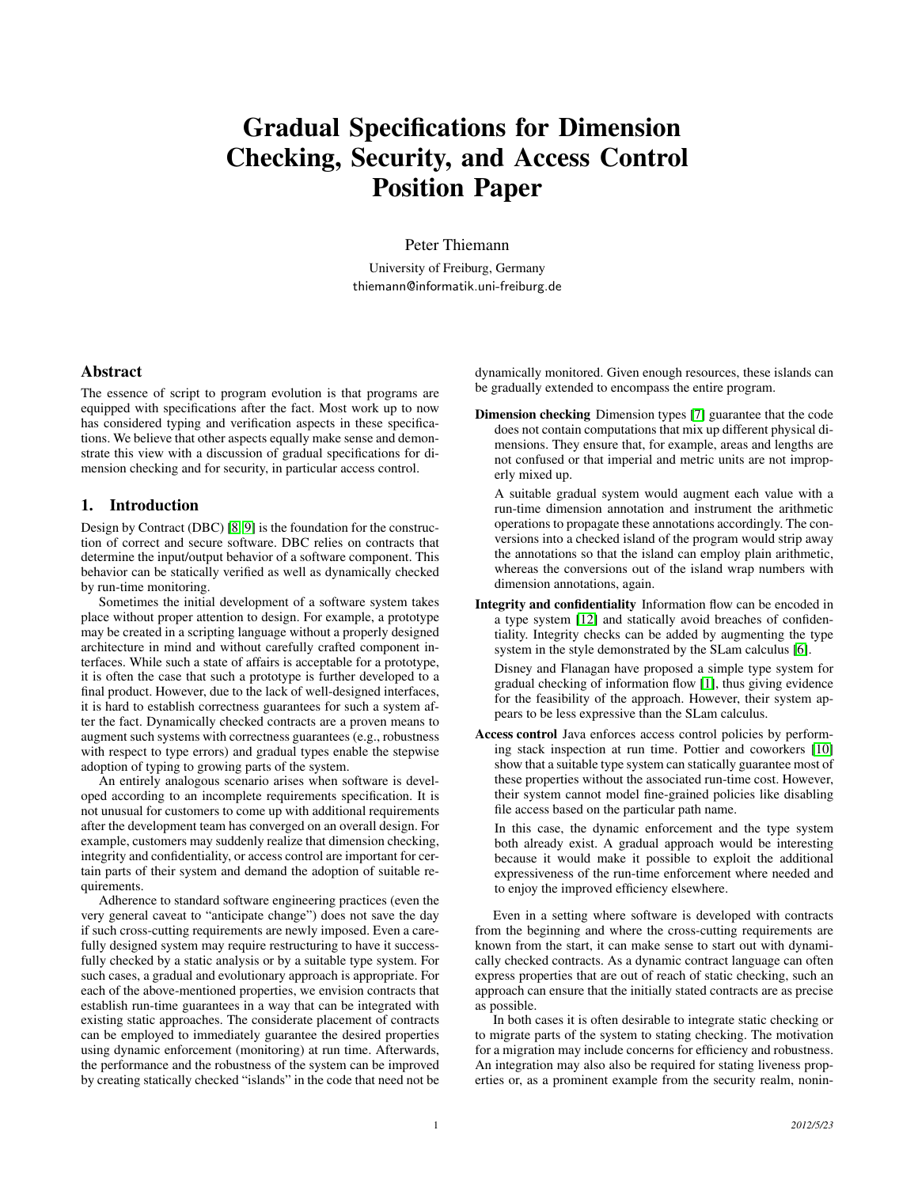# Gradual Specifications for Dimension Checking, Security, and Access Control Position Paper

Peter Thiemann

University of Freiburg, Germany
thiemann@informatik.uni-freiburg.de

## Abstract

The essence of script to program evolution is that programs are equipped with specifications after the fact. Most work up to now has considered typing and verification aspects in these specifications. We believe that other aspects equally make sense and demonstrate this view with a discussion of gradual specifications for dimension checking and for security, in particular access control.

## 1. Introduction

Design by Contract (DBC) [8, 9] is the foundation for the construction of correct and secure software. DBC relies on contracts that determine the input/output behavior of a software component. This behavior can be statically verified as well as dynamically checked by run-time monitoring.

Sometimes the initial development of a software system takes place without proper attention to design. For example, a prototype may be created in a scripting language without a properly designed architecture in mind and without carefully crafted component interfaces. While such a state of affairs is acceptable for a prototype, it is often the case that such a prototype is further developed to a final product. However, due to the lack of well-designed interfaces, it is hard to establish correctness guarantees for such a system after the fact. Dynamically checked contracts are a proven means to augment such systems with correctness guarantees (e.g., robustness with respect to type errors) and gradual types enable the stepwise adoption of typing to growing parts of the system.

An entirely analogous scenario arises when software is developed according to an incomplete requirements specification. It is not unusual for customers to come up with additional requirements after the development team has converged on an overall design. For example, customers may suddenly realize that dimension checking, integrity and confidentiality, or access control are important for certain parts of their system and demand the adoption of suitable requirements.

Adherence to standard software engineering practices (even the very general caveat to "anticipate change") does not save the day if such cross-cutting requirements are newly imposed. Even a carefully designed system may require restructuring to have it successfully checked by a static analysis or by a suitable type system. For such cases, a gradual and evolutionary approach is appropriate. For each of the above-mentioned properties, we envision contracts that establish run-time guarantees in a way that can be integrated with existing static approaches. The considerate placement of contracts can be employed to immediately guarantee the desired properties using dynamic enforcement (monitoring) at run time. Afterwards, the performance and the robustness of the system can be improved by creating statically checked "islands" in the code that need not be dynamically monitored. Given enough resources, these islands can be gradually extended to encompass the entire program.

**Dimension checking** Dimension types [7] guarantee that the code does not contain computations that mix up different physical dimensions. They ensure that, for example, areas and lengths are not confused or that imperial and metric units are not improperly mixed up.

A suitable gradual system would augment each value with a run-time dimension annotation and instrument the arithmetic operations to propagate these annotations accordingly. The conversions into a checked island of the program would strip away the annotations so that the island can employ plain arithmetic, whereas the conversions out of the island wrap numbers with dimension annotations, again.

**Integrity and confidentiality** Information flow can be encoded in a type system [12] and statically avoid breaches of confidentiality. Integrity checks can be added by augmenting the type system in the style demonstrated by the SLam calculus [6].

Disney and Flanagan have proposed a simple type system for gradual checking of information flow [1], thus giving evidence for the feasibility of the approach. However, their system appears to be less expressive than the SLam calculus.

**Access control** Java enforces access control policies by performing stack inspection at run time. Pottier and coworkers [10] show that a suitable type system can statically guarantee most of these properties without the associated run-time cost. However, their system cannot model fine-grained policies like disabling file access based on the particular path name.

In this case, the dynamic enforcement and the type system both already exist. A gradual approach would be interesting because it would make it possible to exploit the additional expressiveness of the run-time enforcement where needed and to enjoy the improved efficiency elsewhere.

Even in a setting where software is developed with contracts from the beginning and where the cross-cutting requirements are known from the start, it can make sense to start out with dynamically checked contracts. As a dynamic contract language can often express properties that are out of reach of static checking, such an approach can ensure that the initially stated contracts are as precise as possible.

In both cases it is often desirable to integrate static checking or to migrate parts of the system to stating checking. The motivation for a migration may include concerns for efficiency and robustness. An integration may also also be required for stating liveness properties or, as a prominent example from the security realm, nonin-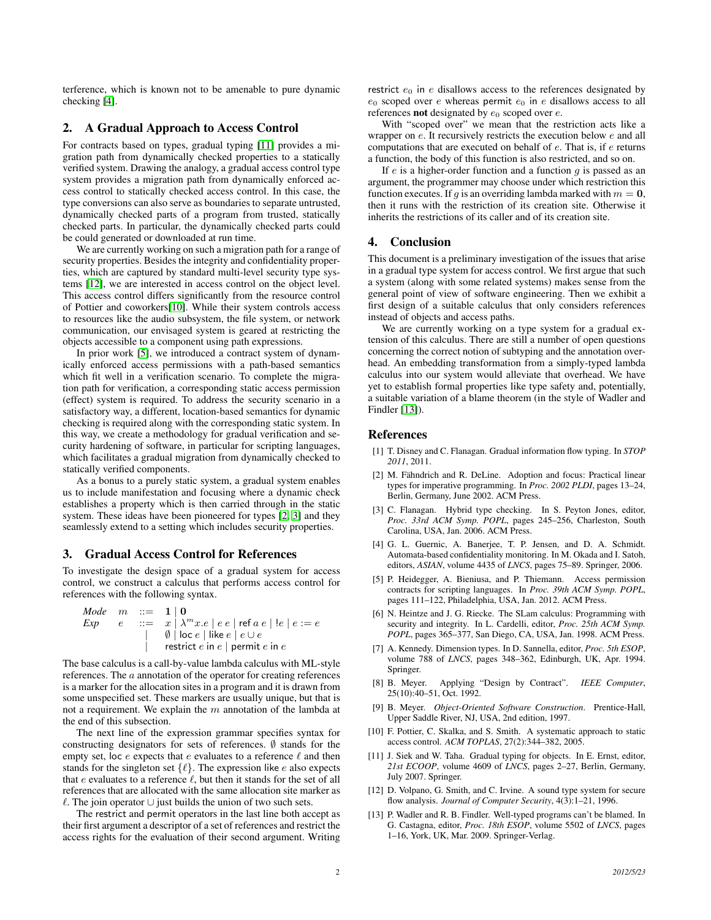terference, which is known not to be amenable to pure dynamic checking [4].

## 2. A Gradual Approach to Access Control

For contracts based on types, gradual typing [11] provides a migration path from dynamically checked properties to a statically verified system. Drawing the analogy, a gradual access control type system provides a migration path from dynamically enforced access control to statically checked access control. In this case, the type conversions can also serve as boundaries to separate untrusted, dynamically checked parts of a program from trusted, statically checked parts. In particular, the dynamically checked parts could be could generated or downloaded at run time.

We are currently working on such a migration path for a range of security properties. Besides the integrity and confidentiality properties, which are captured by standard multi-level security type systems [12], we are interested in access control on the object level. This access control differs significantly from the resource control of Pottier and coworkers[10]. While their system controls access to resources like the audio subsystem, the file system, or network communication, our envisaged system is geared at restricting the objects accessible to a component using path expressions.

In prior work [5], we introduced a contract system of dynamically enforced access permissions with a path-based semantics which fit well in a verification scenario. To complete the migration path for verification, a corresponding static access permission (effect) system is required. To address the security scenario in a satisfactory way, a different, location-based semantics for dynamic checking is required along with the corresponding static system. In this way, we create a methodology for gradual verification and security hardening of software, in particular for scripting languages, which facilitates a gradual migration from dynamically checked to statically verified components.

As a bonus to a purely static system, a gradual system enables us to include manifestation and focusing where a dynamic check establishes a property which is then carried through in the static system. These ideas have been pioneered for types [2, 3] and they seamlessly extend to a setting which includes security properties.

## 3. Gradual Access Control for References

To investigate the design space of a gradual system for access control, we construct a calculus that performs access control for references with the following syntax.

$$
\begin{array}{llcl}
\textit{Mode} & m & ::= & \mathbf{1} \mid \mathbf{0} \\
\textit{Exp} & e & ::= & x \mid \lambda^m x.e \mid e\ e \mid \mathsf{ref}\ a\ e \mid !e \mid e := e \\
 & & \mid & \emptyset \mid \mathsf{loc}\ e \mid \mathsf{like}\ e \mid e \cup e \\
 & & \mid & \mathsf{restrict}\ e\ \mathsf{in}\ e \mid \mathsf{permit}\ e\ \mathsf{in}\ e
\end{array}
$$

The base calculus is a call-by-value lambda calculus with ML-style references. The $a$ annotation of the operator for creating references is a marker for the allocation sites in a program and it is drawn from some unspecified set. These markers are usually unique, but that is not a requirement. We explain the $m$ annotation of the lambda at the end of this subsection.

The next line of the expression grammar specifies syntax for constructing designators for sets of references. $\emptyset$ stands for the empty set, loc $e$ expects that $e$ evaluates to a reference $\ell$ and then stands for the singleton set $\{\ell\}$. The expression like $e$ also expects that $e$ evaluates to a reference $\ell$, but then it stands for the set of all references that are allocated with the same allocation site marker as $\ell$. The join operator $\cup$ just builds the union of two such sets.

The restrict and permit operators in the last line both accept as their first argument a descriptor of a set of references and restrict the access rights for the evaluation of their second argument. Writing restrict $e_0$ in $e$ disallows access to the references designated by $e_0$ scoped over $e$ whereas permit $e_0$ in $e$ disallows access to all references **not** designated by $e_0$ scoped over $e$.

With "scoped over" we mean that the restriction acts like a wrapper on $e$. It recursively restricts the execution below $e$ and all computations that are executed on behalf of $e$. That is, if $e$ returns a function, the body of this function is also restricted, and so on.

If $e$ is a higher-order function and a function $g$ is passed as an argument, the programmer may choose under which restriction this function executes. If $g$ is an overriding lambda marked with $m = \mathbf{0}$, then it runs with the restriction of its creation site. Otherwise it inherits the restrictions of its caller and of its creation site.

## 4. Conclusion

This document is a preliminary investigation of the issues that arise in a gradual type system for access control. We first argue that such a system (along with some related systems) makes sense from the general point of view of software engineering. Then we exhibit a first design of a suitable calculus that only considers references instead of objects and access paths.

We are currently working on a type system for a gradual extension of this calculus. There are still a number of open questions concerning the correct notion of subtyping and the annotation overhead. An embedding transformation from a simply-typed lambda calculus into our system would alleviate that overhead. We have yet to establish formal properties like type safety and, potentially, a suitable variation of a blame theorem (in the style of Wadler and Findler [13]).

## References

[1] T. Disney and C. Flanagan. Gradual information flow typing. In *STOP 2011*, 2011.

[2] M. Fähndrich and R. DeLine. Adoption and focus: Practical linear types for imperative programming. In *Proc. 2002 PLDI*, pages 13–24, Berlin, Germany, June 2002. ACM Press.

[3] C. Flanagan. Hybrid type checking. In S. Peyton Jones, editor, *Proc. 33rd ACM Symp. POPL*, pages 245–256, Charleston, South Carolina, USA, Jan. 2006. ACM Press.

[4] G. L. Guernic, A. Banerjee, T. P. Jensen, and D. A. Schmidt. Automata-based confidentiality monitoring. In M. Okada and I. Satoh, editors, *ASIAN*, volume 4435 of *LNCS*, pages 75–89. Springer, 2006.

[5] P. Heidegger, A. Bieniusa, and P. Thiemann. Access permission contracts for scripting languages. In *Proc. 39th ACM Symp. POPL*, pages 111–122, Philadelphia, USA, Jan. 2012. ACM Press.

[6] N. Heintze and J. G. Riecke. The SLam calculus: Programming with security and integrity. In L. Cardelli, editor, *Proc. 25th ACM Symp. POPL*, pages 365–377, San Diego, CA, USA, Jan. 1998. ACM Press.

[7] A. Kennedy. Dimension types. In D. Sannella, editor, *Proc. 5th ESOP*, volume 788 of *LNCS*, pages 348–362, Edinburgh, UK, Apr. 1994. Springer.

[8] B. Meyer. Applying "Design by Contract". *IEEE Computer*, 25(10):40–51, Oct. 1992.

[9] B. Meyer. *Object-Oriented Software Construction*. Prentice-Hall, Upper Saddle River, NJ, USA, 2nd edition, 1997.

[10] F. Pottier, C. Skalka, and S. Smith. A systematic approach to static access control. *ACM TOPLAS*, 27(2):344–382, 2005.

[11] J. Siek and W. Taha. Gradual typing for objects. In E. Ernst, editor, *21st ECOOP*, volume 4609 of *LNCS*, pages 2–27, Berlin, Germany, July 2007. Springer.

[12] D. Volpano, G. Smith, and C. Irvine. A sound type system for secure flow analysis. *Journal of Computer Security*, 4(3):1–21, 1996.

[13] P. Wadler and R. B. Findler. Well-typed programs can't be blamed. In G. Castagna, editor, *Proc. 18th ESOP*, volume 5502 of *LNCS*, pages 1–16, York, UK, Mar. 2009. Springer-Verlag.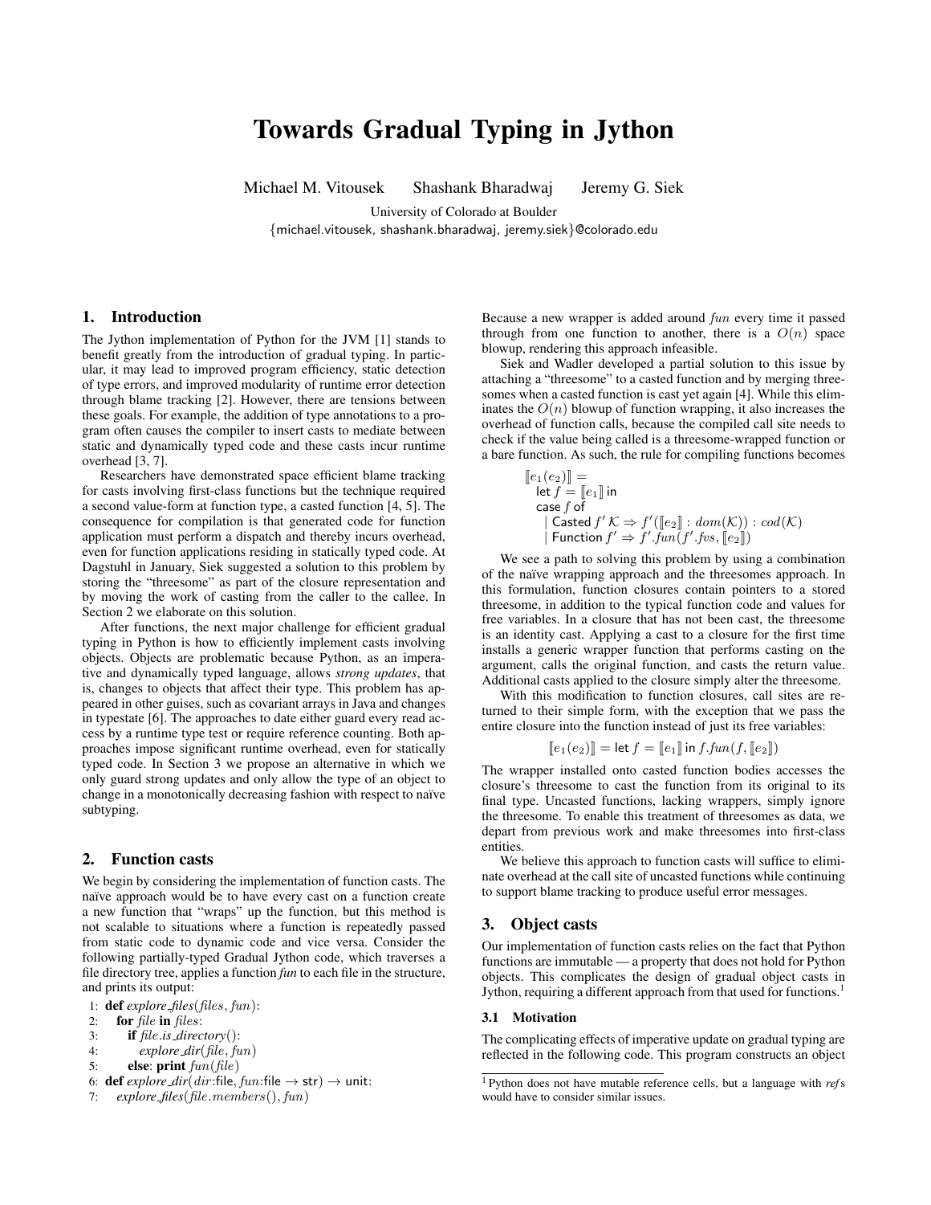# Towards Gradual Typing in Jython

Michael M. Vitousek  Shashank Bharadwaj  Jeremy G. Siek

University of Colorado at Boulder

{michael.vitousek, shashank.bharadwaj, jeremy.siek}@colorado.edu

## 1. Introduction

The Jython implementation of Python for the JVM [1] stands to benefit greatly from the introduction of gradual typing. In particular, it may lead to improved program efficiency, static detection of type errors, and improved modularity of runtime error detection through blame tracking [2]. However, there are tensions between these goals. For example, the addition of type annotations to a program often causes the compiler to insert casts to mediate between static and dynamically typed code and these casts incur runtime overhead [3, 7].

Researchers have demonstrated space efficient blame tracking for casts involving first-class functions but the technique required a second value-form at function type, a casted function [4, 5]. The consequence for compilation is that generated code for function application must perform a dispatch and thereby incurs overhead, even for function applications residing in statically typed code. At Dagstuhl in January, Siek suggested a solution to this problem by storing the "threesome" as part of the closure representation and by moving the work of casting from the caller to the callee. In Section 2 we elaborate on this solution.

After functions, the next major challenge for efficient gradual typing in Python is how to efficiently implement casts involving objects. Objects are problematic because Python, as an imperative and dynamically typed language, allows *strong updates*, that is, changes to objects that affect their type. This problem has appeared in other guises, such as covariant arrays in Java and changes in typestate [6]. The approaches to date either guard every read access by a runtime type test or require reference counting. Both approaches impose significant runtime overhead, even for statically typed code. In Section 3 we propose an alternative in which we only guard strong updates and only allow the type of an object to change in a monotonically decreasing fashion with respect to naïve subtyping.

## 2. Function casts

We begin by considering the implementation of function casts. The naïve approach would be to have every cast on a function create a new function that "wraps" up the function, but this method is not scalable to situations where a function is repeatedly passed from static code to dynamic code and vice versa. Consider the following partially-typed Gradual Jython code, which traverses a file directory tree, applies a function *fun* to each file in the structure, and prints its output:

```
1: def explore_files(files, fun):
2:   for file in files:
3:     if file.is_directory():
4:       explore_dir(file, fun)
5:     else: print fun(file)
6: def explore_dir(dir:file, fun:file → str) → unit:
7:   explore_files(file.members(), fun)
```

Because a new wrapper is added around $fun$ every time it passed through from one function to another, there is a $O(n)$ space blowup, rendering this approach infeasible.

Siek and Wadler developed a partial solution to this issue by attaching a "threesome" to a casted function and by merging threesomes when a casted function is cast yet again [4]. While this eliminates the $O(n)$ blowup of function wrapping, it also increases the overhead of function calls, because the compiled call site needs to check if the value being called is a threesome-wrapped function or a bare function. As such, the rule for compiling functions becomes

$$
\begin{array}{l}
[\![e_1(e_2)]\!] = \\
\quad \text{let } f = [\![e_1]\!] \text{ in} \\
\quad \text{case } f \text{ of} \\
\quad\quad \mid \text{Casted } f' \, \mathcal{K} \Rightarrow f'([\![e_2]\!] : dom(\mathcal{K})) : cod(\mathcal{K}) \\
\quad\quad \mid \text{Function } f' \Rightarrow f'.fun(f'.fvs, [\![e_2]\!])
\end{array}
$$

We see a path to solving this problem by using a combination of the naïve wrapping approach and the threesomes approach. In this formulation, function closures contain pointers to a stored threesome, in addition to the typical function code and values for free variables. In a closure that has not been cast, the threesome is an identity cast. Applying a cast to a closure for the first time installs a generic wrapper function that performs casting on the argument, calls the original function, and casts the return value. Additional casts applied to the closure simply alter the threesome.

With this modification to function closures, call sites are returned to their simple form, with the exception that we pass the entire closure into the function instead of just its free variables:

$$[\![e_1(e_2)]\!] = \text{let } f = [\![e_1]\!] \text{ in } f.fun(f, [\![e_2]\!])$$

The wrapper installed onto casted function bodies accesses the closure's threesome to cast the function from its original to its final type. Uncasted functions, lacking wrappers, simply ignore the threesome. To enable this treatment of threesomes as data, we depart from previous work and make threesomes into first-class entities.

We believe this approach to function casts will suffice to eliminate overhead at the call site of uncasted functions while continuing to support blame tracking to produce useful error messages.

## 3. Object casts

Our implementation of function casts relies on the fact that Python functions are immutable — a property that does not hold for Python objects. This complicates the design of gradual object casts in Jython, requiring a different approach from that used for functions.[1]

### 3.1 Motivation

The complicating effects of imperative update on gradual typing are reflected in the following code. This program constructs an object

[1] Python does not have mutable reference cells, but a language with *ref*s would have to consider similar issues.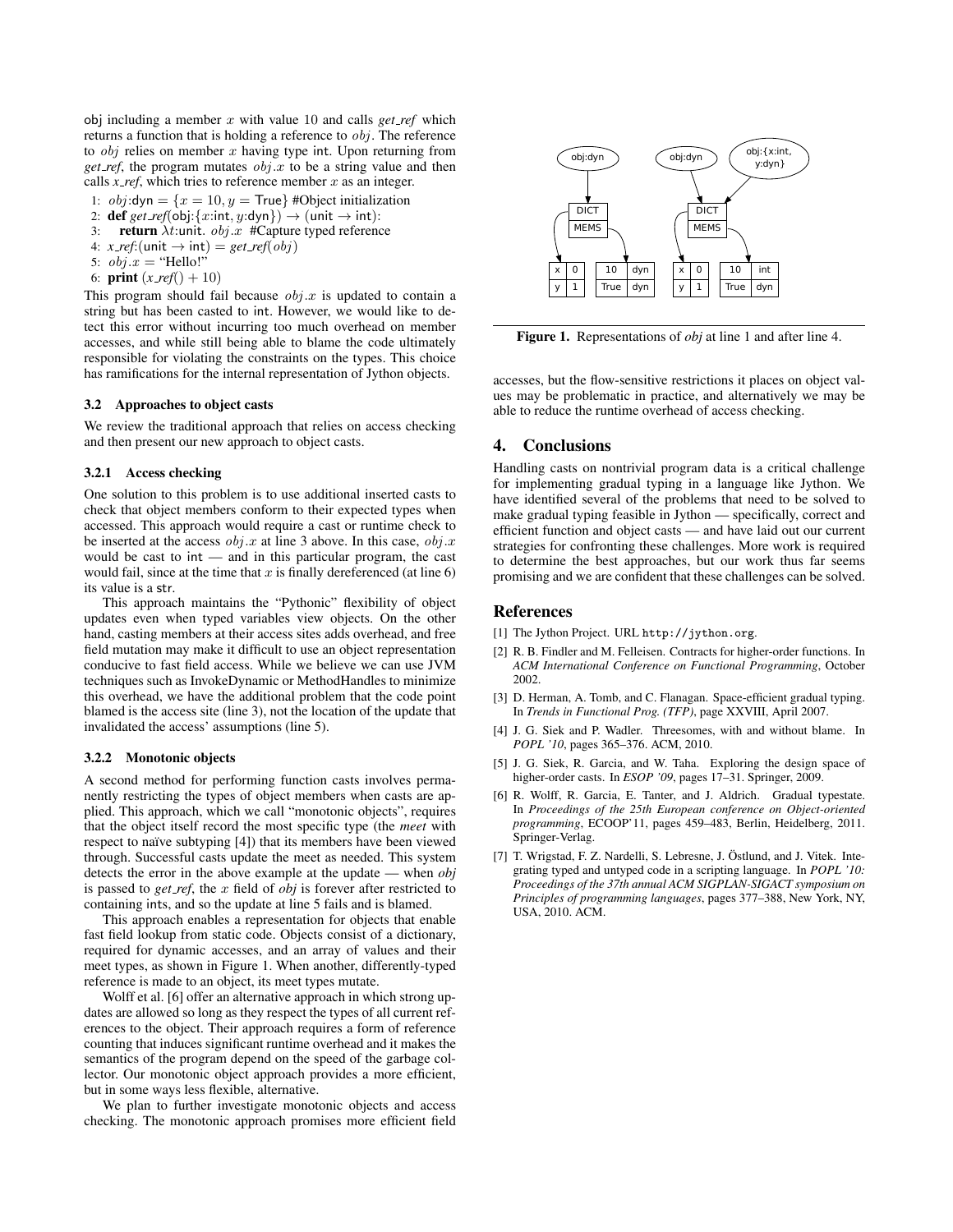obj including a member $x$ with value 10 and calls *get_ref* which returns a function that is holding a reference to $obj$. The reference to $obj$ relies on member $x$ having type int. Upon returning from *get_ref*, the program mutates $obj.x$ to be a string value and then calls *x_ref*, which tries to reference member $x$ as an integer.

```
1: obj:dyn = {x = 10, y = True} #Object initialization
2: def get_ref(obj:{x:int, y:dyn}) → (unit → int):
3:    return λt:unit. obj.x  #Capture typed reference
4: x_ref:(unit → int) = get_ref(obj)
5: obj.x = "Hello!"
6: print (x_ref() + 10)
```

This program should fail because $obj.x$ is updated to contain a string but has been casted to int. However, we would like to detect this error without incurring too much overhead on member accesses, and while still being able to blame the code ultimately responsible for violating the constraints on the types. This choice has ramifications for the internal representation of Jython objects.

### 3.2 Approaches to object casts

We review the traditional approach that relies on access checking and then present our new approach to object casts.

#### 3.2.1 Access checking

One solution to this problem is to use additional inserted casts to check that object members conform to their expected types when accessed. This approach would require a cast or runtime check to be inserted at the access $obj.x$ at line 3 above. In this case, $obj.x$ would be cast to int — and in this particular program, the cast would fail, since at the time that $x$ is finally dereferenced (at line 6) its value is a str.

This approach maintains the "Pythonic" flexibility of object updates even when typed variables view objects. On the other hand, casting members at their access sites adds overhead, and free field mutation may make it difficult to use an object representation conducive to fast field access. While we believe we can use JVM techniques such as InvokeDynamic or MethodHandles to minimize this overhead, we have the additional problem that the code point blamed is the access site (line 3), not the location of the update that invalidated the access' assumptions (line 5).

#### 3.2.2 Monotonic objects

A second method for performing function casts involves permanently restricting the types of object members when casts are applied. This approach, which we call "monotonic objects", requires that the object itself record the most specific type (the *meet* with respect to naïve subtyping [4]) that its members have been viewed through. Successful casts update the meet as needed. This system detects the error in the above example at the update — when *obj* is passed to *get_ref*, the $x$ field of *obj* is forever after restricted to containing ints, and so the update at line 5 fails and is blamed.

This approach enables a representation for objects that enable fast field lookup from static code. Objects consist of a dictionary, required for dynamic accesses, and an array of values and their meet types, as shown in Figure 1. When another, differently-typed reference is made to an object, its meet types mutate.

Wolff et al. [6] offer an alternative approach in which strong updates are allowed so long as they respect the types of all current references to the object. Their approach requires a form of reference counting that induces significant runtime overhead and it makes the semantics of the program depend on the speed of the garbage collector. Our monotonic object approach provides a more efficient, but in some ways less flexible, alternative.

We plan to further investigate monotonic objects and access checking. The monotonic approach promises more efficient field accesses, but the flow-sensitive restrictions it places on object values may be problematic in practice, and alternatively we may be able to reduce the runtime overhead of access checking.

obj:dyn
DICT
MEMS
x 0
y 1
10 dyn
True dyn

obj:dyn
obj:{x:int, y:dyn}
DICT
MEMS
x 0
y 1
10 int
True dyn

**Figure 1.** Representations of *obj* at line 1 and after line 4.

## 4. Conclusions

Handling casts on nontrivial program data is a critical challenge for implementing gradual typing in a language like Jython. We have identified several of the problems that need to be solved to make gradual typing feasible in Jython — specifically, correct and efficient function and object casts — and have laid out our current strategies for confronting these challenges. More work is required to determine the best approaches, but our work thus far seems promising and we are confident that these challenges can be solved.

## References

[1] The Jython Project. URL `http://jython.org`.

[2] R. B. Findler and M. Felleisen. Contracts for higher-order functions. In *ACM International Conference on Functional Programming*, October 2002.

[3] D. Herman, A. Tomb, and C. Flanagan. Space-efficient gradual typing. In *Trends in Functional Prog. (TFP)*, page XXVIII, April 2007.

[4] J. G. Siek and P. Wadler. Threesomes, with and without blame. In *POPL '10*, pages 365–376. ACM, 2010.

[5] J. G. Siek, R. Garcia, and W. Taha. Exploring the design space of higher-order casts. In *ESOP '09*, pages 17–31. Springer, 2009.

[6] R. Wolff, R. Garcia, E. Tanter, and J. Aldrich. Gradual typestate. In *Proceedings of the 25th European conference on Object-oriented programming*, ECOOP'11, pages 459–483, Berlin, Heidelberg, 2011. Springer-Verlag.

[7] T. Wrigstad, F. Z. Nardelli, S. Lebresne, J. Östlund, and J. Vitek. Integrating typed and untyped code in a scripting language. In *POPL '10: Proceedings of the 37th annual ACM SIGPLAN-SIGACT symposium on Principles of programming languages*, pages 377–388, New York, NY, USA, 2010. ACM.